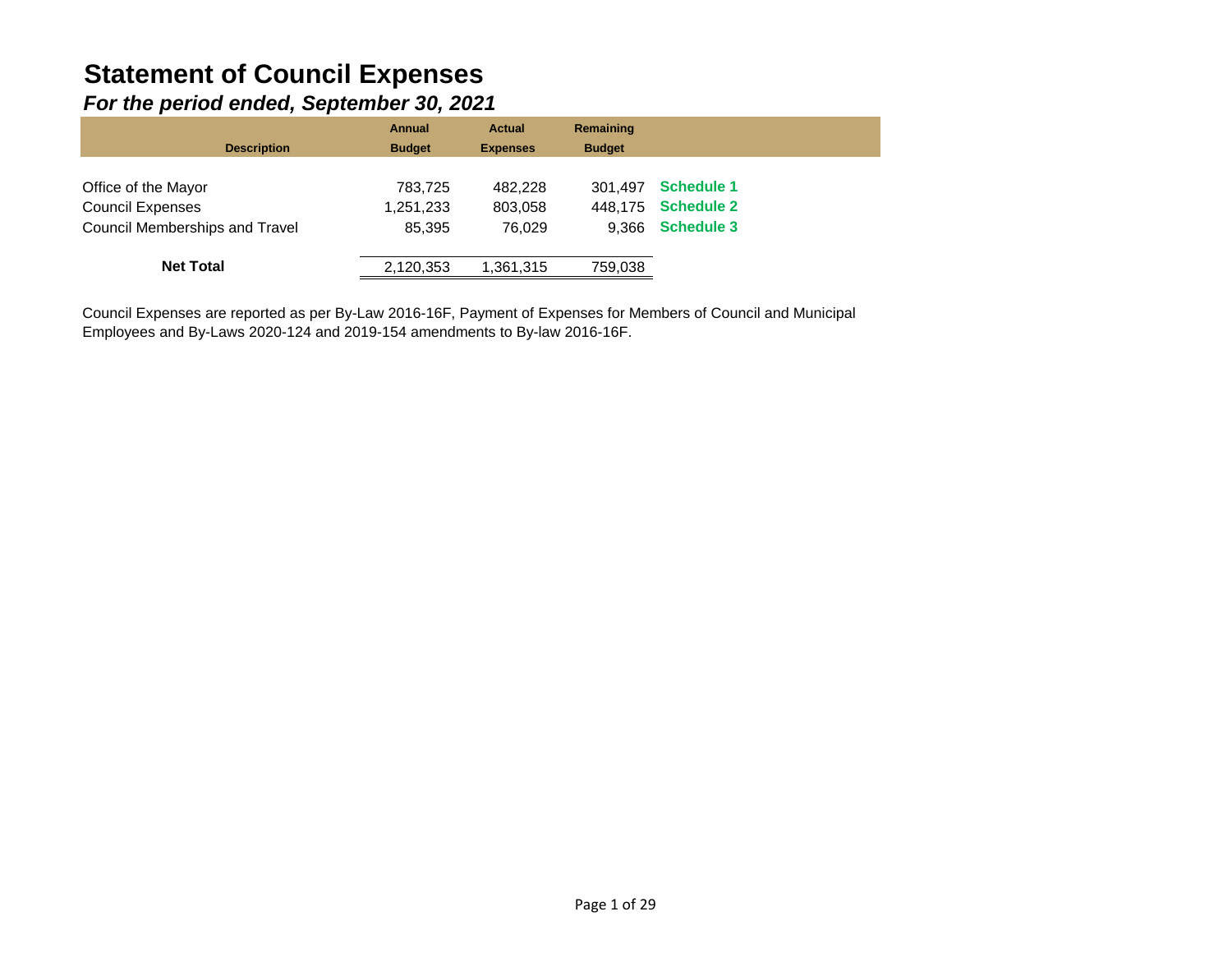# Statement of Council Expenses

## *For the period ended, September 30, 2021*

| Description | Annual Budget | Actual Expenses | Remaining Budget | |
|---|---|---|---|---|
| Office of the Mayor | 783,725 | 482,228 | 301,497 | **Schedule 1** |
| Council Expenses | 1,251,233 | 803,058 | 448,175 | **Schedule 2** |
| Council Memberships and Travel | 85,395 | 76,029 | 9,366 | **Schedule 3** |
| **Net Total** | 2,120,353 | 1,361,315 | 759,038 | |

Council Expenses are reported as per By-Law 2016-16F, Payment of Expenses for Members of Council and Municipal Employees and By-Laws 2020-124 and 2019-154 amendments to By-law 2016-16F.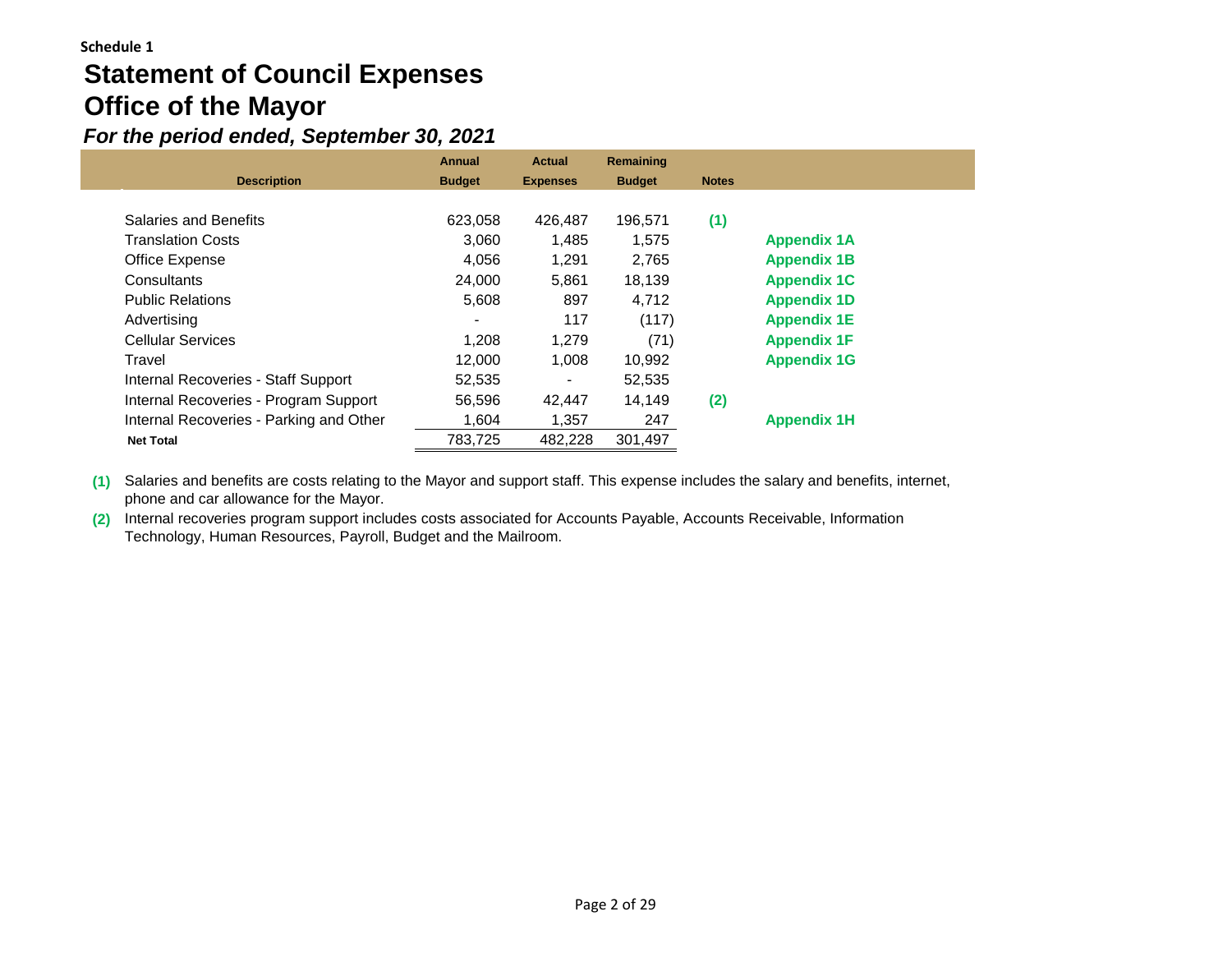**Schedule 1**

# Statement of Council Expenses
# Office of the Mayor
### *For the period ended, September 30, 2021*

| Description | Annual Budget | Actual Expenses | Remaining Budget | Notes | |
|---|---|---|---|---|---|
| Salaries and Benefits | 623,058 | 426,487 | 196,571 | (1) | |
| Translation Costs | 3,060 | 1,485 | 1,575 | | Appendix 1A |
| Office Expense | 4,056 | 1,291 | 2,765 | | Appendix 1B |
| Consultants | 24,000 | 5,861 | 18,139 | | Appendix 1C |
| Public Relations | 5,608 | 897 | 4,712 | | Appendix 1D |
| Advertising | - | 117 | (117) | | Appendix 1E |
| Cellular Services | 1,208 | 1,279 | (71) | | Appendix 1F |
| Travel | 12,000 | 1,008 | 10,992 | | Appendix 1G |
| Internal Recoveries - Staff Support | 52,535 | - | 52,535 | | |
| Internal Recoveries - Program Support | 56,596 | 42,447 | 14,149 | (2) | |
| Internal Recoveries - Parking and Other | 1,604 | 1,357 | 247 | | Appendix 1H |
| **Net Total** | 783,725 | 482,228 | 301,497 | | |

**(1)** Salaries and benefits are costs relating to the Mayor and support staff. This expense includes the salary and benefits, internet, phone and car allowance for the Mayor.

**(2)** Internal recoveries program support includes costs associated for Accounts Payable, Accounts Receivable, Information Technology, Human Resources, Payroll, Budget and the Mailroom.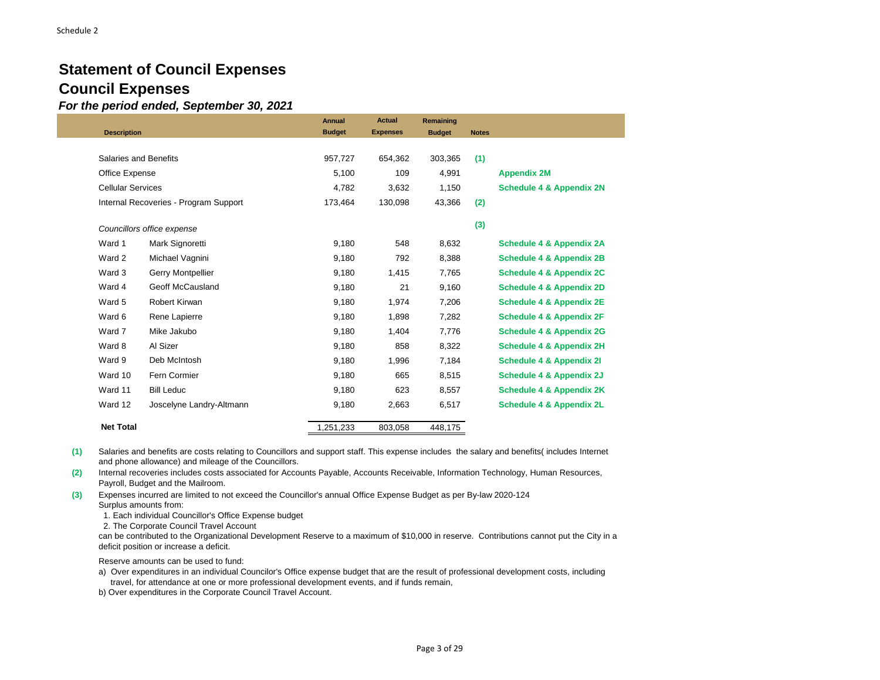Schedule 2

# Statement of Council Expenses
## Council Expenses
### *For the period ended, September 30, 2021*

| Description | | Annual Budget | Actual Expenses | Remaining Budget | Notes | |
|---|---|---|---|---|---|---|
| Salaries and Benefits | | 957,727 | 654,362 | 303,365 | (1) | |
| Office Expense | | 5,100 | 109 | 4,991 | | Appendix 2M |
| Cellular Services | | 4,782 | 3,632 | 1,150 | | Schedule 4 & Appendix 2N |
| Internal Recoveries - Program Support | | 173,464 | 130,098 | 43,366 | (2) | |
| *Councillors office expense* | | | | | (3) | |
| Ward 1 | Mark Signoretti | 9,180 | 548 | 8,632 | | Schedule 4 & Appendix 2A |
| Ward 2 | Michael Vagnini | 9,180 | 792 | 8,388 | | Schedule 4 & Appendix 2B |
| Ward 3 | Gerry Montpellier | 9,180 | 1,415 | 7,765 | | Schedule 4 & Appendix 2C |
| Ward 4 | Geoff McCausland | 9,180 | 21 | 9,160 | | Schedule 4 & Appendix 2D |
| Ward 5 | Robert Kirwan | 9,180 | 1,974 | 7,206 | | Schedule 4 & Appendix 2E |
| Ward 6 | Rene Lapierre | 9,180 | 1,898 | 7,282 | | Schedule 4 & Appendix 2F |
| Ward 7 | Mike Jakubo | 9,180 | 1,404 | 7,776 | | Schedule 4 & Appendix 2G |
| Ward 8 | Al Sizer | 9,180 | 858 | 8,322 | | Schedule 4 & Appendix 2H |
| Ward 9 | Deb McIntosh | 9,180 | 1,996 | 7,184 | | Schedule 4 & Appendix 2I |
| Ward 10 | Fern Cormier | 9,180 | 665 | 8,515 | | Schedule 4 & Appendix 2J |
| Ward 11 | Bill Leduc | 9,180 | 623 | 8,557 | | Schedule 4 & Appendix 2K |
| Ward 12 | Joscelyne Landry-Altmann | 9,180 | 2,663 | 6,517 | | Schedule 4 & Appendix 2L |
| **Net Total** | | 1,251,233 | 803,058 | 448,175 | | |

**(1)** Salaries and benefits are costs relating to Councillors and support staff. This expense includes the salary and benefits( includes Internet and phone allowance) and mileage of the Councillors.

**(2)** Internal recoveries includes costs associated for Accounts Payable, Accounts Receivable, Information Technology, Human Resources, Payroll, Budget and the Mailroom.

**(3)** Expenses incurred are limited to not exceed the Councillor's annual Office Expense Budget as per By-law 2020-124
Surplus amounts from:
1. Each individual Councillor's Office Expense budget
2. The Corporate Council Travel Account

can be contributed to the Organizational Development Reserve to a maximum of $10,000 in reserve. Contributions cannot put the City in a deficit position or increase a deficit.

Reserve amounts can be used to fund:

a) Over expenditures in an individual Councilor's Office expense budget that are the result of professional development costs, including travel, for attendance at one or more professional development events, and if funds remain,

b) Over expenditures in the Corporate Council Travel Account.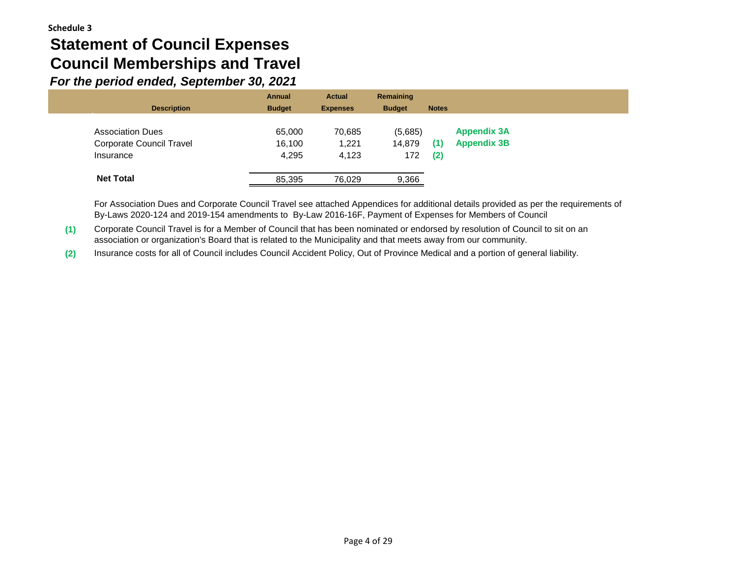**Schedule 3**

# Statement of Council Expenses
# Council Memberships and Travel

***For the period ended, September 30, 2021***

| Description | Annual Budget | Actual Expenses | Remaining Budget | Notes | |
|---|---|---|---|---|---|
| Association Dues | 65,000 | 70,685 | (5,685) | | **Appendix 3A** |
| Corporate Council Travel | 16,100 | 1,221 | 14,879 | **(1)** | **Appendix 3B** |
| Insurance | 4,295 | 4,123 | 172 | **(2)** | |
| **Net Total** | 85,395 | 76,029 | 9,366 | | |

For Association Dues and Corporate Council Travel see attached Appendices for additional details provided as per the requirements of By-Laws 2020-124 and 2019-154 amendments to By-Law 2016-16F, Payment of Expenses for Members of Council

**(1)** Corporate Council Travel is for a Member of Council that has been nominated or endorsed by resolution of Council to sit on an association or organization's Board that is related to the Municipality and that meets away from our community.

**(2)** Insurance costs for all of Council includes Council Accident Policy, Out of Province Medical and a portion of general liability.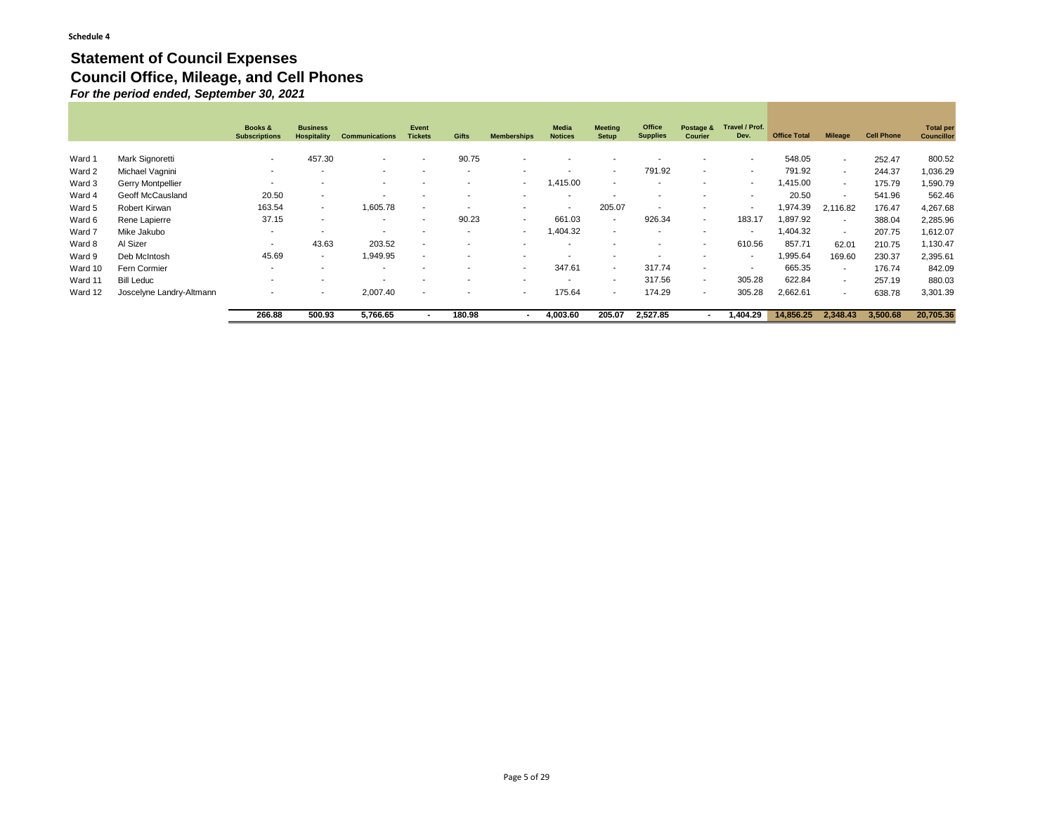**Schedule 4**

# Statement of Council Expenses
## Council Office, Mileage, and Cell Phones
***For the period ended, September 30, 2021***

| | | Books & Subscriptions | Business Hospitality | Communications | Event Tickets | Gifts | Memberships | Media Notices | Meeting Setup | Office Supplies | Postage & Courier | Travel / Prof. Dev. | Office Total | Mileage | Cell Phone | Total per Councillor |
|---|---|---|---|---|---|---|---|---|---|---|---|---|---|---|---|---|
| Ward 1 | Mark Signoretti | - | 457.30 | - | - | 90.75 | - | - | - | - | - | - | 548.05 | - | 252.47 | 800.52 |
| Ward 2 | Michael Vagnini | - | - | - | - | - | - | - | - | 791.92 | - | - | 791.92 | - | 244.37 | 1,036.29 |
| Ward 3 | Gerry Montpellier | - | - | - | - | - | - | 1,415.00 | - | - | - | - | 1,415.00 | - | 175.79 | 1,590.79 |
| Ward 4 | Geoff McCausland | 20.50 | - | - | - | - | - | - | - | - | - | - | 20.50 | - | 541.96 | 562.46 |
| Ward 5 | Robert Kirwan | 163.54 | - | 1,605.78 | - | - | - | - | 205.07 | - | - | - | 1,974.39 | 2,116.82 | 176.47 | 4,267.68 |
| Ward 6 | Rene Lapierre | 37.15 | - | - | - | 90.23 | - | 661.03 | - | 926.34 | - | 183.17 | 1,897.92 | - | 388.04 | 2,285.96 |
| Ward 7 | Mike Jakubo | - | - | - | - | - | - | 1,404.32 | - | - | - | - | 1,404.32 | - | 207.75 | 1,612.07 |
| Ward 8 | Al Sizer | - | 43.63 | 203.52 | - | - | - | - | - | - | - | 610.56 | 857.71 | 62.01 | 210.75 | 1,130.47 |
| Ward 9 | Deb McIntosh | 45.69 | - | 1,949.95 | - | - | - | - | - | - | - | - | 1,995.64 | 169.60 | 230.37 | 2,395.61 |
| Ward 10 | Fern Cormier | - | - | - | - | - | - | 347.61 | - | 317.74 | - | - | 665.35 | - | 176.74 | 842.09 |
| Ward 11 | Bill Leduc | - | - | - | - | - | - | - | - | 317.56 | - | 305.28 | 622.84 | - | 257.19 | 880.03 |
| Ward 12 | Joscelyne Landry-Altmann | - | - | 2,007.40 | - | - | - | 175.64 | - | 174.29 | - | 305.28 | 2,662.61 | - | 638.78 | 3,301.39 |
| | | **266.88** | **500.93** | **5,766.65** | **-** | **180.98** | **-** | **4,003.60** | **205.07** | **2,527.85** | **-** | **1,404.29** | **14,856.25** | **2,348.43** | **3,500.68** | **20,705.36** |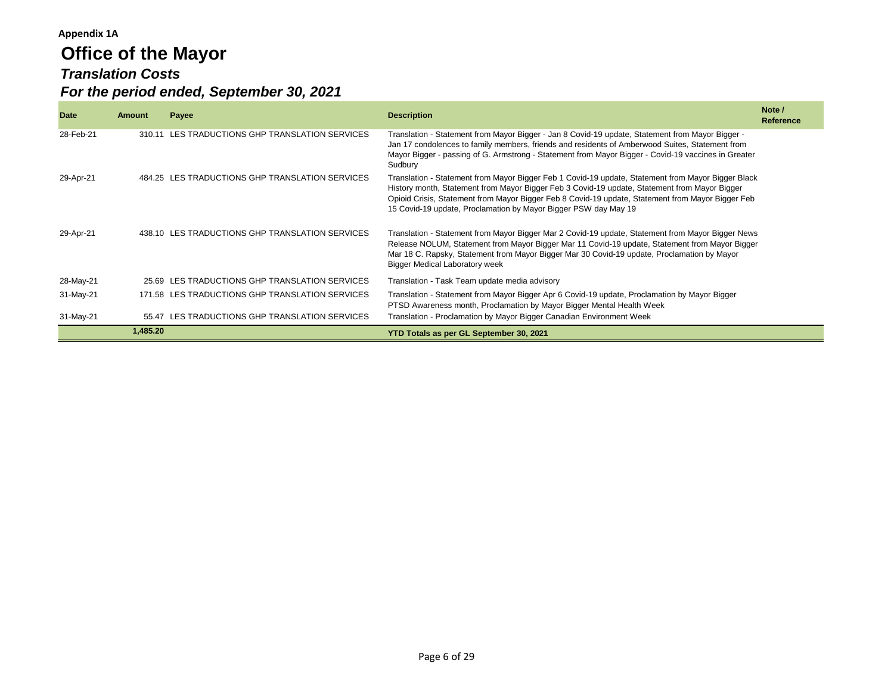**Appendix 1A**

# Office of the Mayor

## *Translation Costs*

## *For the period ended, September 30, 2021*

| Date | Amount | Payee | Description | Note / Reference |
|---|---|---|---|---|
| 28-Feb-21 | 310.11 | LES TRADUCTIONS GHP TRANSLATION SERVICES | Translation - Statement from Mayor Bigger - Jan 8 Covid-19 update, Statement from Mayor Bigger - Jan 17 condolences to family members, friends and residents of Amberwood Suites, Statement from Mayor Bigger - passing of G. Armstrong - Statement from Mayor Bigger - Covid-19 vaccines in Greater Sudbury | |
| 29-Apr-21 | 484.25 | LES TRADUCTIONS GHP TRANSLATION SERVICES | Translation - Statement from Mayor Bigger Feb 1 Covid-19 update, Statement from Mayor Bigger Black History month, Statement from Mayor Bigger Feb 3 Covid-19 update, Statement from Mayor Bigger Opioid Crisis, Statement from Mayor Bigger Feb 8 Covid-19 update, Statement from Mayor Bigger Feb 15 Covid-19 update, Proclamation by Mayor Bigger PSW day May 19 | |
| 29-Apr-21 | 438.10 | LES TRADUCTIONS GHP TRANSLATION SERVICES | Translation - Statement from Mayor Bigger Mar 2 Covid-19 update, Statement from Mayor Bigger News Release NOLUM, Statement from Mayor Bigger Mar 11 Covid-19 update, Statement from Mayor Bigger Mar 18 C. Rapsky, Statement from Mayor Bigger Mar 30 Covid-19 update, Proclamation by Mayor Bigger Medical Laboratory week | |
| 28-May-21 | 25.69 | LES TRADUCTIONS GHP TRANSLATION SERVICES | Translation - Task Team update media advisory | |
| 31-May-21 | 171.58 | LES TRADUCTIONS GHP TRANSLATION SERVICES | Translation - Statement from Mayor Bigger Apr 6 Covid-19 update, Proclamation by Mayor Bigger PTSD Awareness month, Proclamation by Mayor Bigger Mental Health Week | |
| 31-May-21 | 55.47 | LES TRADUCTIONS GHP TRANSLATION SERVICES | Translation - Proclamation by Mayor Bigger Canadian Environment Week | |
| | **1,485.20** | | **YTD Totals as per GL September 30, 2021** | |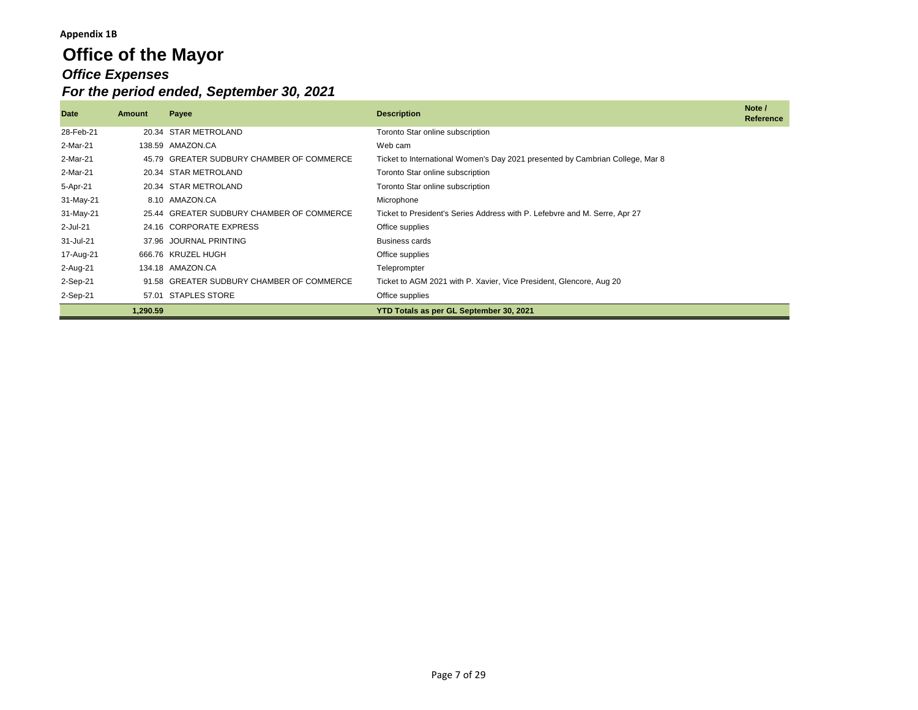**Appendix 1B**

# Office of the Mayor

## *Office Expenses*

## *For the period ended, September 30, 2021*

| Date | Amount | Payee | Description | Note / Reference |
|---|---|---|---|---|
| 28-Feb-21 | 20.34 | STAR METROLAND | Toronto Star online subscription | |
| 2-Mar-21 | 138.59 | AMAZON.CA | Web cam | |
| 2-Mar-21 | 45.79 | GREATER SUDBURY CHAMBER OF COMMERCE | Ticket to International Women's Day 2021 presented by Cambrian College, Mar 8 | |
| 2-Mar-21 | 20.34 | STAR METROLAND | Toronto Star online subscription | |
| 5-Apr-21 | 20.34 | STAR METROLAND | Toronto Star online subscription | |
| 31-May-21 | 8.10 | AMAZON.CA | Microphone | |
| 31-May-21 | 25.44 | GREATER SUDBURY CHAMBER OF COMMERCE | Ticket to President's Series Address with P. Lefebvre and M. Serre, Apr 27 | |
| 2-Jul-21 | 24.16 | CORPORATE EXPRESS | Office supplies | |
| 31-Jul-21 | 37.96 | JOURNAL PRINTING | Business cards | |
| 17-Aug-21 | 666.76 | KRUZEL HUGH | Office supplies | |
| 2-Aug-21 | 134.18 | AMAZON.CA | Teleprompter | |
| 2-Sep-21 | 91.58 | GREATER SUDBURY CHAMBER OF COMMERCE | Ticket to AGM 2021 with P. Xavier, Vice President, Glencore, Aug 20 | |
| 2-Sep-21 | 57.01 | STAPLES STORE | Office supplies | |
| | **1,290.59** | | **YTD Totals as per GL September 30, 2021** | |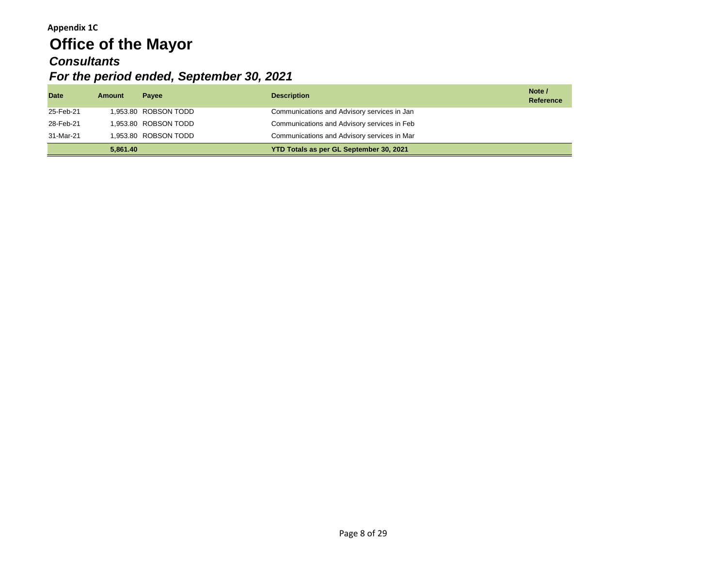**Appendix 1C**

# Office of the Mayor

## *Consultants*

## *For the period ended, September 30, 2021*

| Date | Amount | Payee | Description | Note / Reference |
|---|---|---|---|---|
| 25-Feb-21 | 1,953.80 | ROBSON TODD | Communications and Advisory services in Jan | |
| 28-Feb-21 | 1,953.80 | ROBSON TODD | Communications and Advisory services in Feb | |
| 31-Mar-21 | 1,953.80 | ROBSON TODD | Communications and Advisory services in Mar | |
| | **5,861.40** | | **YTD Totals as per GL September 30, 2021** | |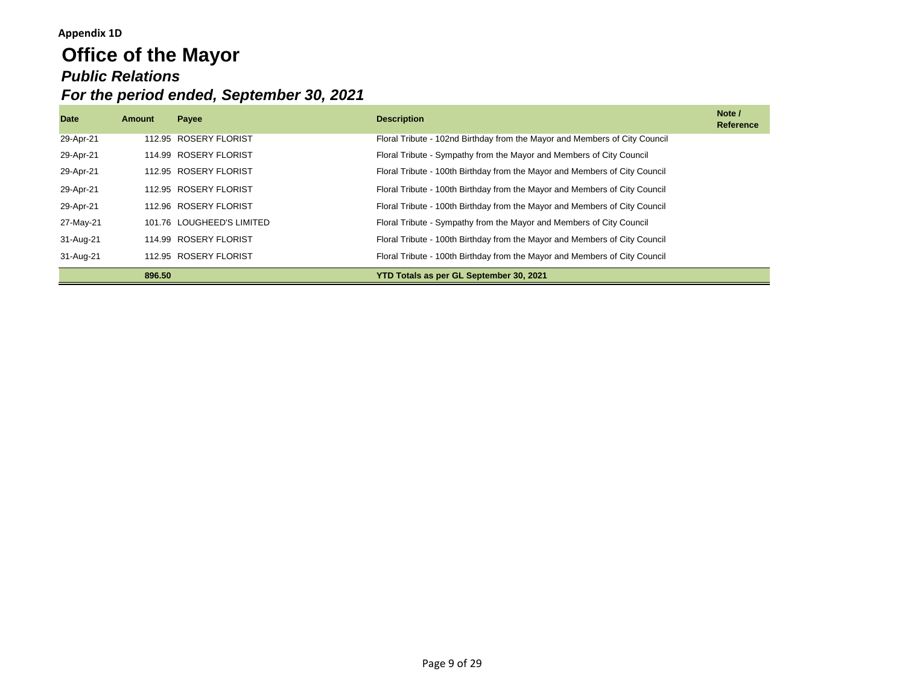**Appendix 1D**

# Office of the Mayor

## *Public Relations*

## *For the period ended, September 30, 2021*

| Date | Amount | Payee | Description | Note / Reference |
|---|---|---|---|---|
| 29-Apr-21 | 112.95 | ROSERY FLORIST | Floral Tribute - 102nd Birthday from the Mayor and Members of City Council | |
| 29-Apr-21 | 114.99 | ROSERY FLORIST | Floral Tribute - Sympathy from the Mayor and Members of City Council | |
| 29-Apr-21 | 112.95 | ROSERY FLORIST | Floral Tribute - 100th Birthday from the Mayor and Members of City Council | |
| 29-Apr-21 | 112.95 | ROSERY FLORIST | Floral Tribute - 100th Birthday from the Mayor and Members of City Council | |
| 29-Apr-21 | 112.96 | ROSERY FLORIST | Floral Tribute - 100th Birthday from the Mayor and Members of City Council | |
| 27-May-21 | 101.76 | LOUGHEED'S LIMITED | Floral Tribute - Sympathy from the Mayor and Members of City Council | |
| 31-Aug-21 | 114.99 | ROSERY FLORIST | Floral Tribute - 100th Birthday from the Mayor and Members of City Council | |
| 31-Aug-21 | 112.95 | ROSERY FLORIST | Floral Tribute - 100th Birthday from the Mayor and Members of City Council | |
| | **896.50** | | **YTD Totals as per GL September 30, 2021** | |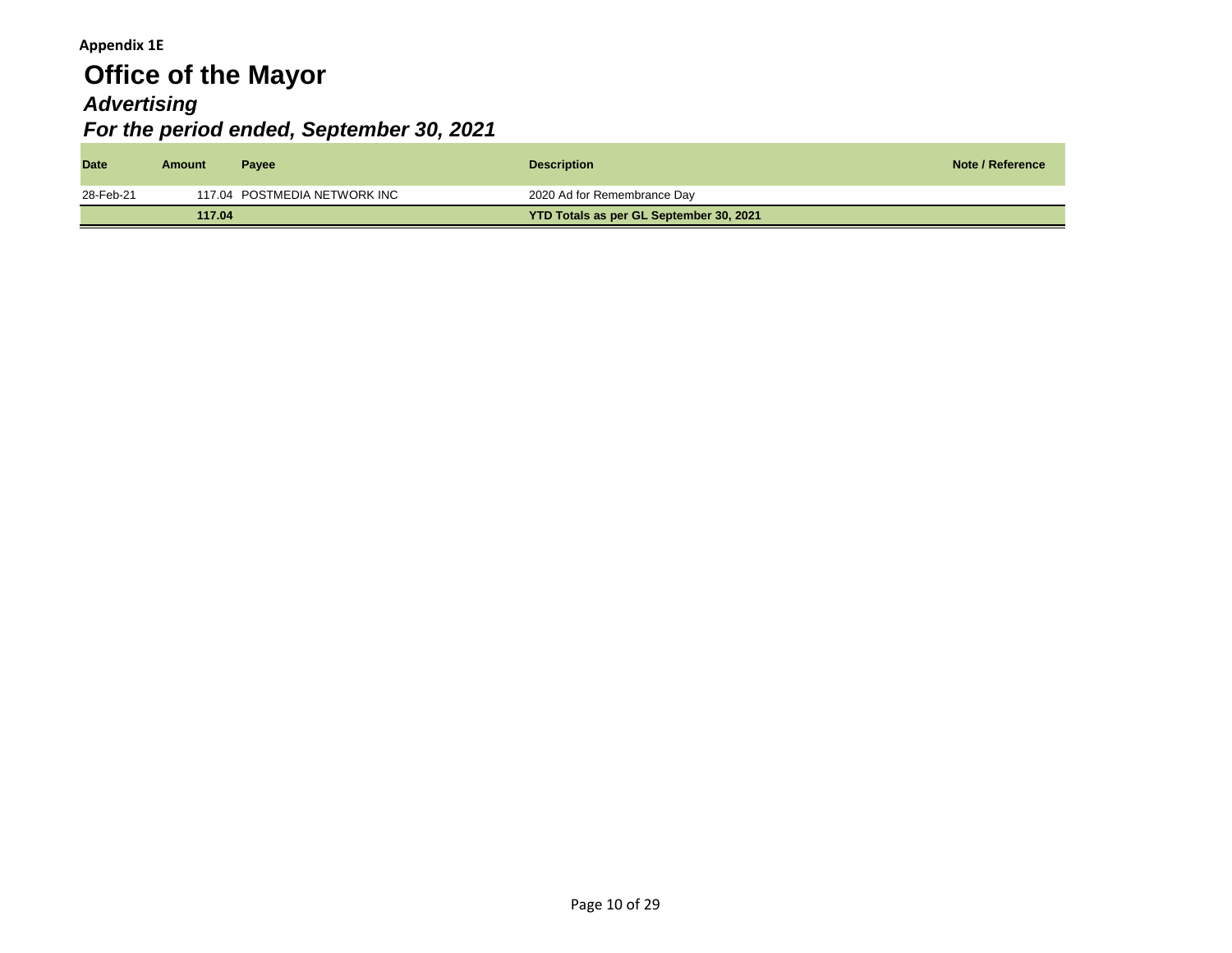**Appendix 1E**

# Office of the Mayor

## *Advertising*

## *For the period ended, September 30, 2021*

| Date | Amount | Payee | Description | Note / Reference |
|---|---|---|---|---|
| 28-Feb-21 | 117.04 | POSTMEDIA NETWORK INC | 2020 Ad for Remembrance Day | |
| | **117.04** | | **YTD Totals as per GL September 30, 2021** | |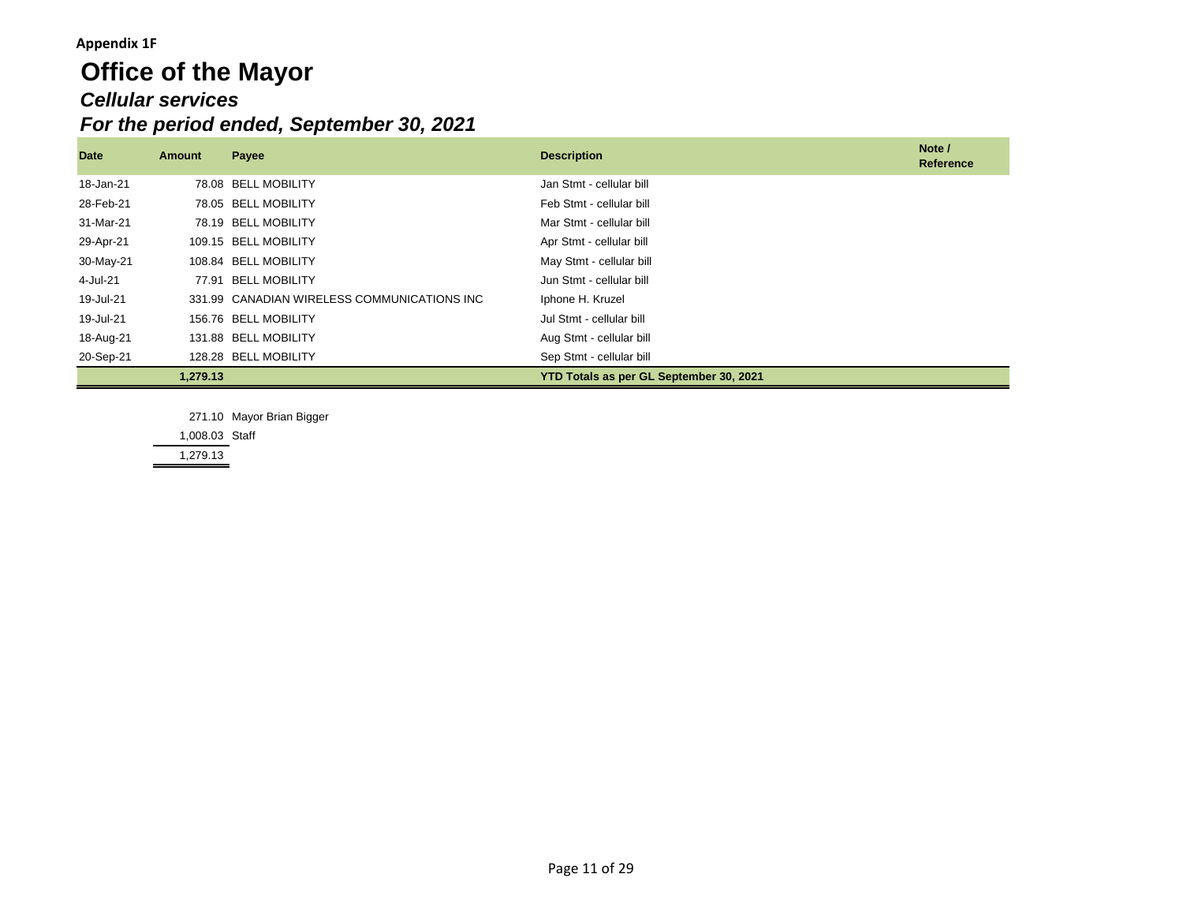**Appendix 1F**

# Office of the Mayor

## *Cellular services*

## *For the period ended, September 30, 2021*

| Date | Amount | Payee | Description | Note / Reference |
|---|---|---|---|---|
| 18-Jan-21 | 78.08 | BELL MOBILITY | Jan Stmt - cellular bill | |
| 28-Feb-21 | 78.05 | BELL MOBILITY | Feb Stmt - cellular bill | |
| 31-Mar-21 | 78.19 | BELL MOBILITY | Mar Stmt - cellular bill | |
| 29-Apr-21 | 109.15 | BELL MOBILITY | Apr Stmt - cellular bill | |
| 30-May-21 | 108.84 | BELL MOBILITY | May Stmt - cellular bill | |
| 4-Jul-21 | 77.91 | BELL MOBILITY | Jun Stmt - cellular bill | |
| 19-Jul-21 | 331.99 | CANADIAN WIRELESS COMMUNICATIONS INC | Iphone H. Kruzel | |
| 19-Jul-21 | 156.76 | BELL MOBILITY | Jul Stmt - cellular bill | |
| 18-Aug-21 | 131.88 | BELL MOBILITY | Aug Stmt - cellular bill | |
| 20-Sep-21 | 128.28 | BELL MOBILITY | Sep Stmt - cellular bill | |
| | **1,279.13** | | **YTD Totals as per GL September 30, 2021** | |

| Amount | |
|---|---|
| 271.10 | Mayor Brian Bigger |
| 1,008.03 | Staff |
| 1,279.13 | |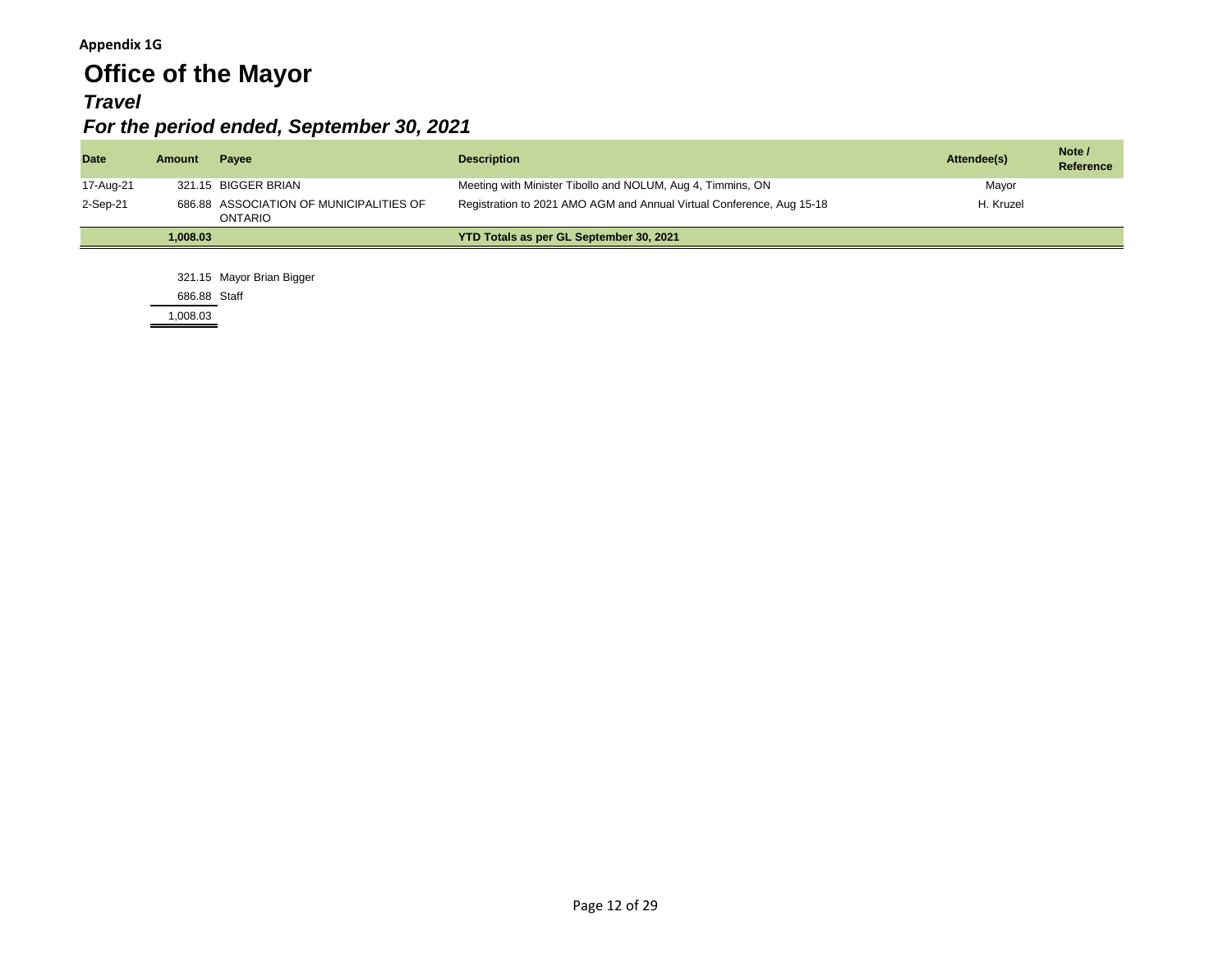**Appendix 1G**

# Office of the Mayor

## *Travel*

## *For the period ended, September 30, 2021*

| Date | Amount | Payee | Description | Attendee(s) | Note / Reference |
|---|---|---|---|---|---|
| 17-Aug-21 | 321.15 | BIGGER BRIAN | Meeting with Minister Tibollo and NOLUM, Aug 4, Timmins, ON | Mayor | |
| 2-Sep-21 | 686.88 | ASSOCIATION OF MUNICIPALITIES OF ONTARIO | Registration to 2021 AMO AGM and Annual Virtual Conference, Aug 15-18 | H. Kruzel | |
| | **1,008.03** | | **YTD Totals as per GL September 30, 2021** | | |

| Amount | |
|---|---|
| 321.15 | Mayor Brian Bigger |
| 686.88 | Staff |
| 1,008.03 | |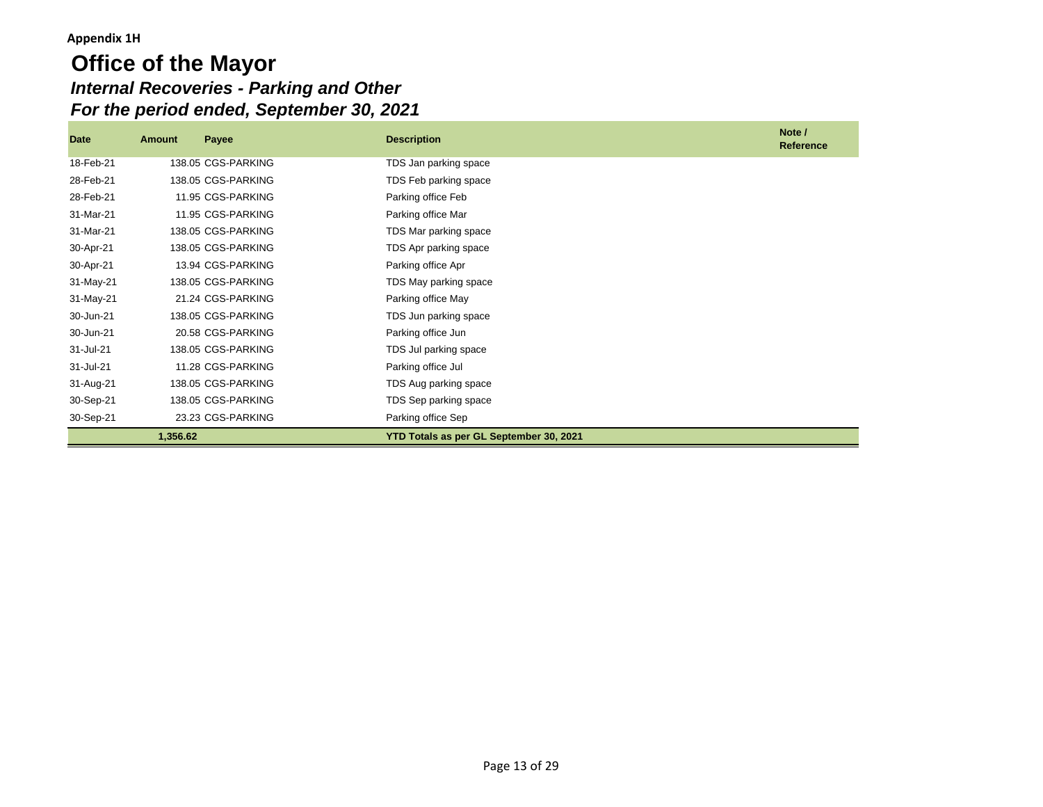**Appendix 1H**

# Office of the Mayor

## *Internal Recoveries - Parking and Other*

## *For the period ended, September 30, 2021*

| Date | Amount | Payee | Description | Note / Reference |
|---|---|---|---|---|
| 18-Feb-21 | 138.05 | CGS-PARKING | TDS Jan parking space | |
| 28-Feb-21 | 138.05 | CGS-PARKING | TDS Feb parking space | |
| 28-Feb-21 | 11.95 | CGS-PARKING | Parking office Feb | |
| 31-Mar-21 | 11.95 | CGS-PARKING | Parking office Mar | |
| 31-Mar-21 | 138.05 | CGS-PARKING | TDS Mar parking space | |
| 30-Apr-21 | 138.05 | CGS-PARKING | TDS Apr parking space | |
| 30-Apr-21 | 13.94 | CGS-PARKING | Parking office Apr | |
| 31-May-21 | 138.05 | CGS-PARKING | TDS May parking space | |
| 31-May-21 | 21.24 | CGS-PARKING | Parking office May | |
| 30-Jun-21 | 138.05 | CGS-PARKING | TDS Jun parking space | |
| 30-Jun-21 | 20.58 | CGS-PARKING | Parking office Jun | |
| 31-Jul-21 | 138.05 | CGS-PARKING | TDS Jul parking space | |
| 31-Jul-21 | 11.28 | CGS-PARKING | Parking office Jul | |
| 31-Aug-21 | 138.05 | CGS-PARKING | TDS Aug parking space | |
| 30-Sep-21 | 138.05 | CGS-PARKING | TDS Sep parking space | |
| 30-Sep-21 | 23.23 | CGS-PARKING | Parking office Sep | |
| | **1,356.62** | | **YTD Totals as per GL September 30, 2021** | |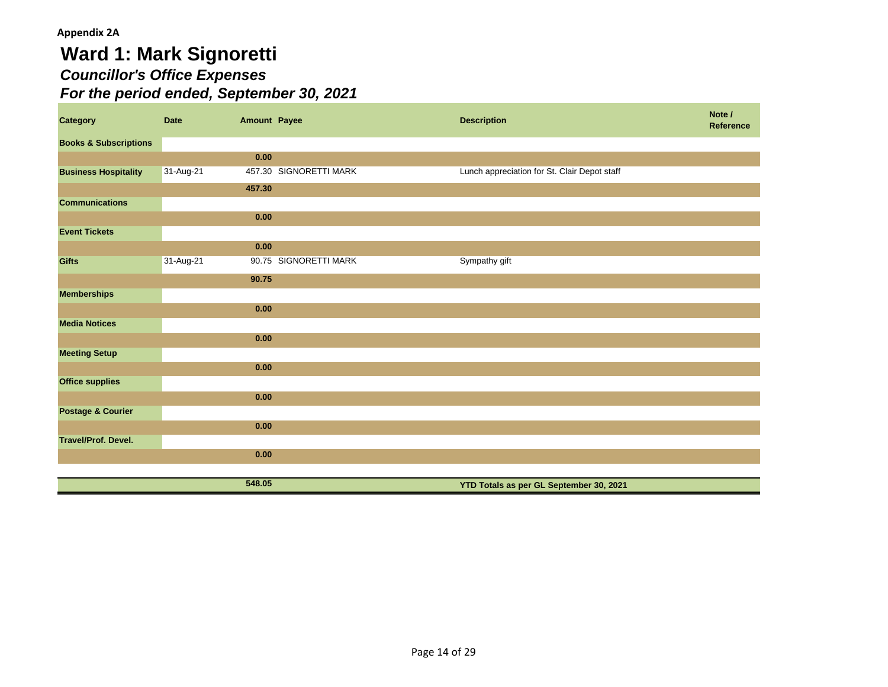**Appendix 2A**

# Ward 1: Mark Signoretti

### *Councillor's Office Expenses*

### *For the period ended, September 30, 2021*

| Category | Date | Amount | Payee | Description | Note / Reference |
|---|---|---|---|---|---|
| **Books & Subscriptions** | | | | | |
| | | **0.00** | | | |
| **Business Hospitality** | 31-Aug-21 | 457.30 | SIGNORETTI MARK | Lunch appreciation for St. Clair Depot staff | |
| | | **457.30** | | | |
| **Communications** | | | | | |
| | | **0.00** | | | |
| **Event Tickets** | | | | | |
| | | **0.00** | | | |
| **Gifts** | 31-Aug-21 | 90.75 | SIGNORETTI MARK | Sympathy gift | |
| | | **90.75** | | | |
| **Memberships** | | | | | |
| | | **0.00** | | | |
| **Media Notices** | | | | | |
| | | **0.00** | | | |
| **Meeting Setup** | | | | | |
| | | **0.00** | | | |
| **Office supplies** | | | | | |
| | | **0.00** | | | |
| **Postage & Courier** | | | | | |
| | | **0.00** | | | |
| **Travel/Prof. Devel.** | | | | | |
| | | **0.00** | | | |
| | | **548.05** | | **YTD Totals as per GL September 30, 2021** | |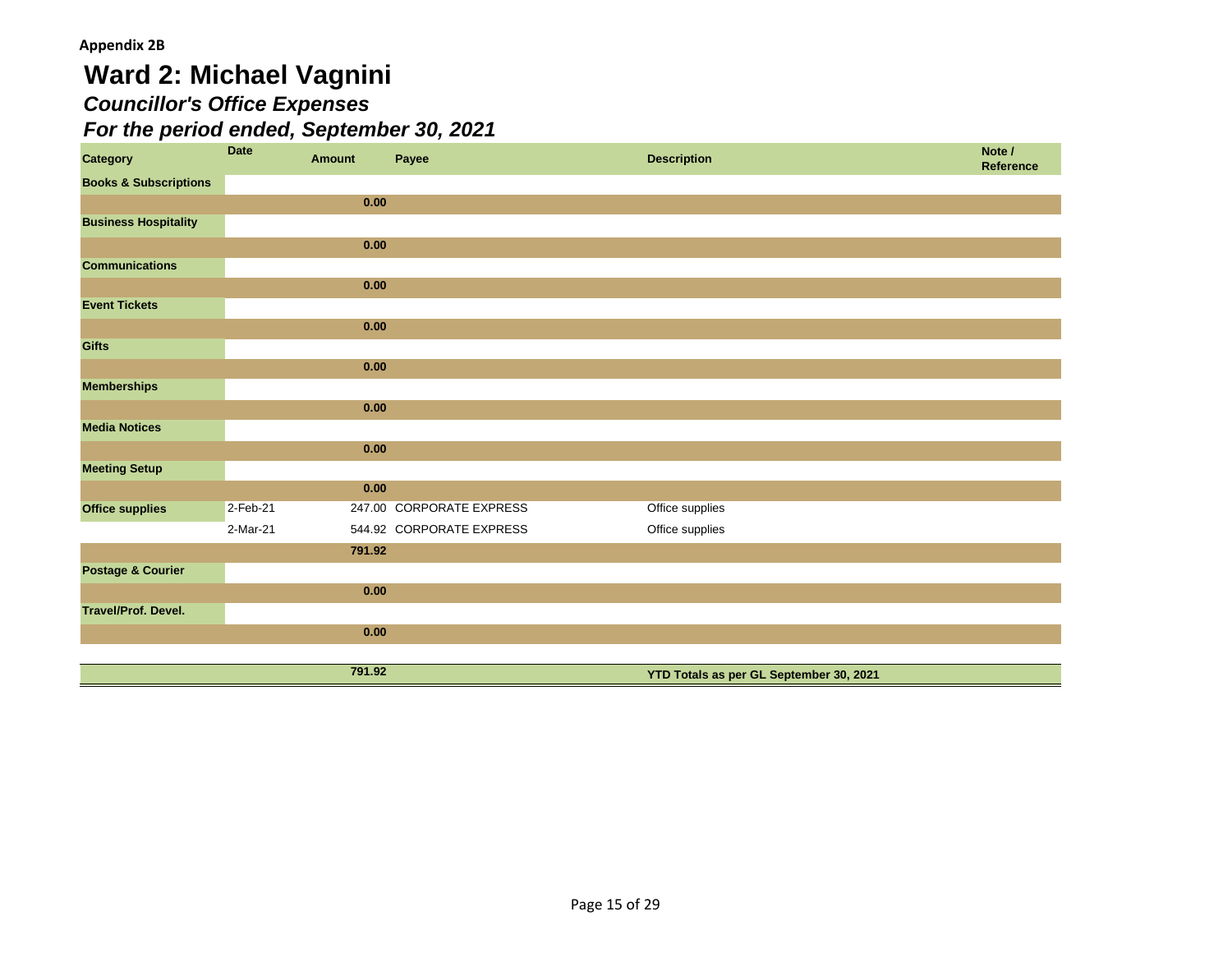**Appendix 2B**

# Ward 2: Michael Vagnini

## *Councillor's Office Expenses*

## *For the period ended, September 30, 2021*

| Category | Date | Amount | Payee | Description | Note / Reference |
|---|---|---|---|---|---|
| **Books & Subscriptions** | | | | | |
| | | **0.00** | | | |
| **Business Hospitality** | | | | | |
| | | **0.00** | | | |
| **Communications** | | | | | |
| | | **0.00** | | | |
| **Event Tickets** | | | | | |
| | | **0.00** | | | |
| **Gifts** | | | | | |
| | | **0.00** | | | |
| **Memberships** | | | | | |
| | | **0.00** | | | |
| **Media Notices** | | | | | |
| | | **0.00** | | | |
| **Meeting Setup** | | | | | |
| | | **0.00** | | | |
| **Office supplies** | 2-Feb-21 | 247.00 | CORPORATE EXPRESS | Office supplies | |
| | 2-Mar-21 | 544.92 | CORPORATE EXPRESS | Office supplies | |
| | | **791.92** | | | |
| **Postage & Courier** | | | | | |
| | | **0.00** | | | |
| **Travel/Prof. Devel.** | | | | | |
| | | **0.00** | | | |
| | | **791.92** | | **YTD Totals as per GL September 30, 2021** | |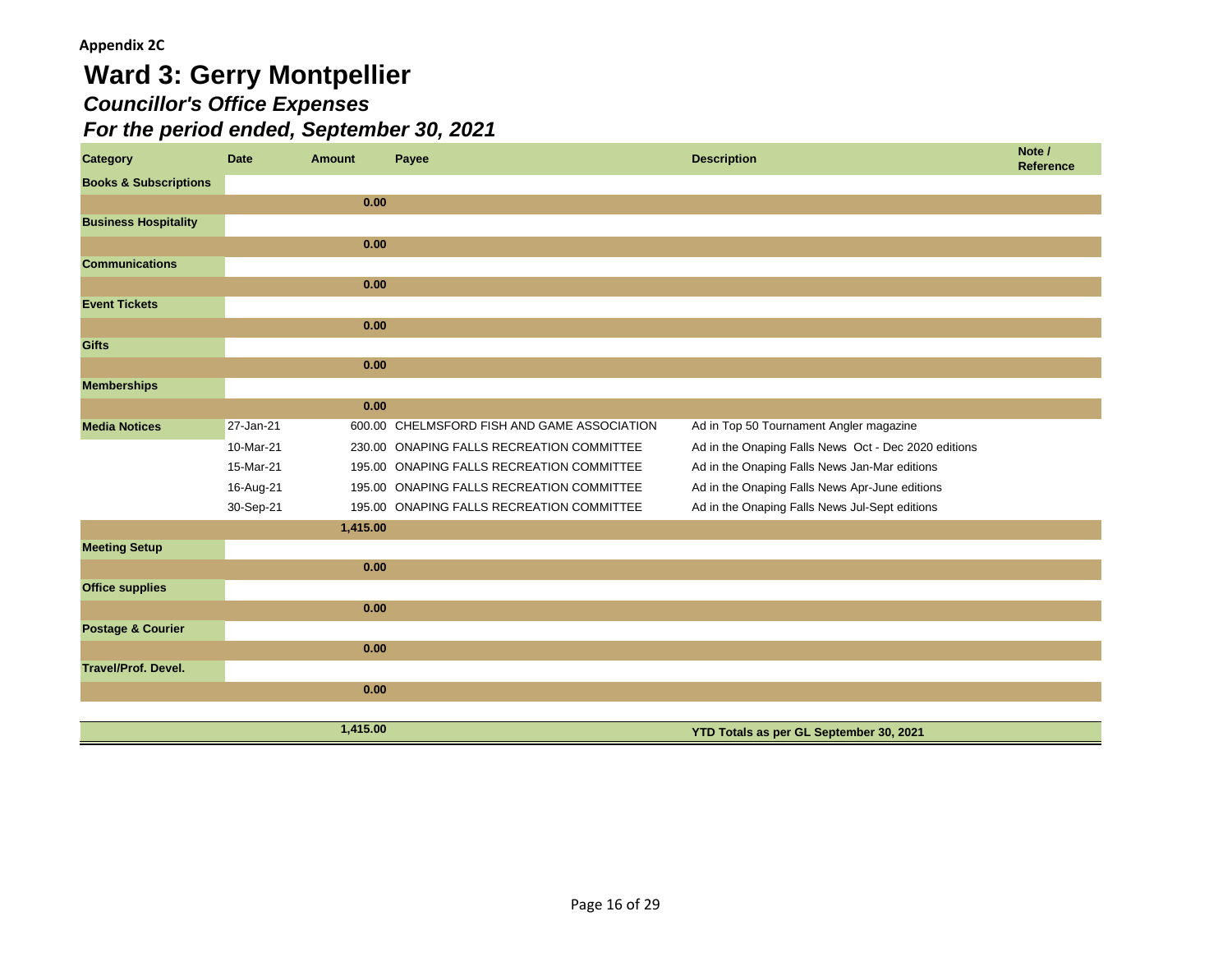**Appendix 2C**

# Ward 3: Gerry Montpellier

## *Councillor's Office Expenses*

## *For the period ended, September 30, 2021*

| Category | Date | Amount | Payee | Description | Note / Reference |
|---|---|---|---|---|---|
| **Books & Subscriptions** | | | | | |
| | | **0.00** | | | |
| **Business Hospitality** | | | | | |
| | | **0.00** | | | |
| **Communications** | | | | | |
| | | **0.00** | | | |
| **Event Tickets** | | | | | |
| | | **0.00** | | | |
| **Gifts** | | | | | |
| | | **0.00** | | | |
| **Memberships** | | | | | |
| | | **0.00** | | | |
| **Media Notices** | 27-Jan-21 | 600.00 | CHELMSFORD FISH AND GAME ASSOCIATION | Ad in Top 50 Tournament Angler magazine | |
| | 10-Mar-21 | 230.00 | ONAPING FALLS RECREATION COMMITTEE | Ad in the Onaping Falls News Oct - Dec 2020 editions | |
| | 15-Mar-21 | 195.00 | ONAPING FALLS RECREATION COMMITTEE | Ad in the Onaping Falls News Jan-Mar editions | |
| | 16-Aug-21 | 195.00 | ONAPING FALLS RECREATION COMMITTEE | Ad in the Onaping Falls News Apr-June editions | |
| | 30-Sep-21 | 195.00 | ONAPING FALLS RECREATION COMMITTEE | Ad in the Onaping Falls News Jul-Sept editions | |
| | | **1,415.00** | | | |
| **Meeting Setup** | | | | | |
| | | **0.00** | | | |
| **Office supplies** | | | | | |
| | | **0.00** | | | |
| **Postage & Courier** | | | | | |
| | | **0.00** | | | |
| **Travel/Prof. Devel.** | | | | | |
| | | **0.00** | | | |
| | | **1,415.00** | | **YTD Totals as per GL September 30, 2021** | |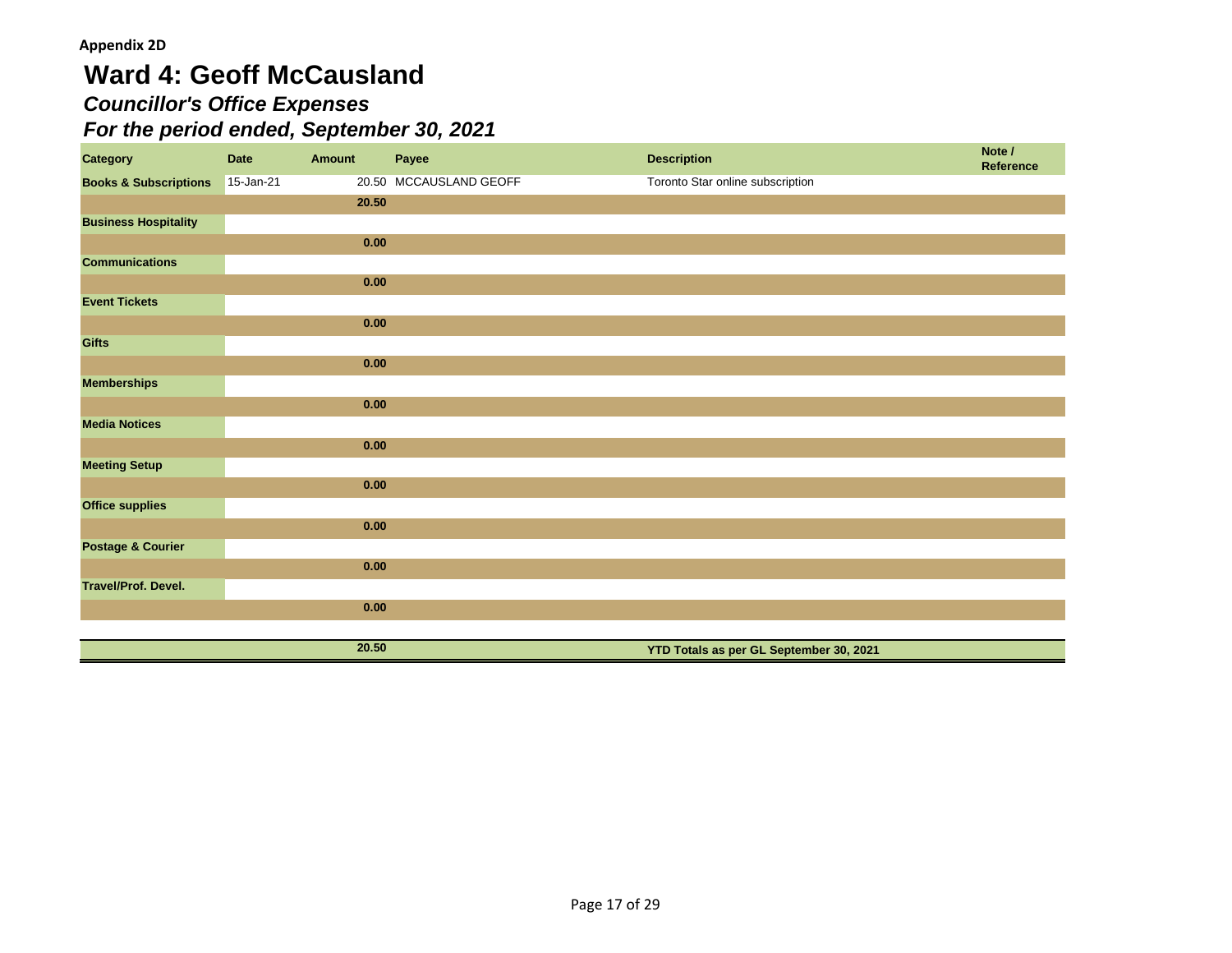**Appendix 2D**

# Ward 4: Geoff McCausland

## *Councillor's Office Expenses*

## *For the period ended, September 30, 2021*

| Category | Date | Amount | Payee | Description | Note / Reference |
|---|---|---|---|---|---|
| **Books & Subscriptions** | 15-Jan-21 | 20.50 | MCCAUSLAND GEOFF | Toronto Star online subscription | |
| | | **20.50** | | | |
| **Business Hospitality** | | | | | |
| | | **0.00** | | | |
| **Communications** | | | | | |
| | | **0.00** | | | |
| **Event Tickets** | | | | | |
| | | **0.00** | | | |
| **Gifts** | | | | | |
| | | **0.00** | | | |
| **Memberships** | | | | | |
| | | **0.00** | | | |
| **Media Notices** | | | | | |
| | | **0.00** | | | |
| **Meeting Setup** | | | | | |
| | | **0.00** | | | |
| **Office supplies** | | | | | |
| | | **0.00** | | | |
| **Postage & Courier** | | | | | |
| | | **0.00** | | | |
| **Travel/Prof. Devel.** | | | | | |
| | | **0.00** | | | |
| | | **20.50** | | **YTD Totals as per GL September 30, 2021** | |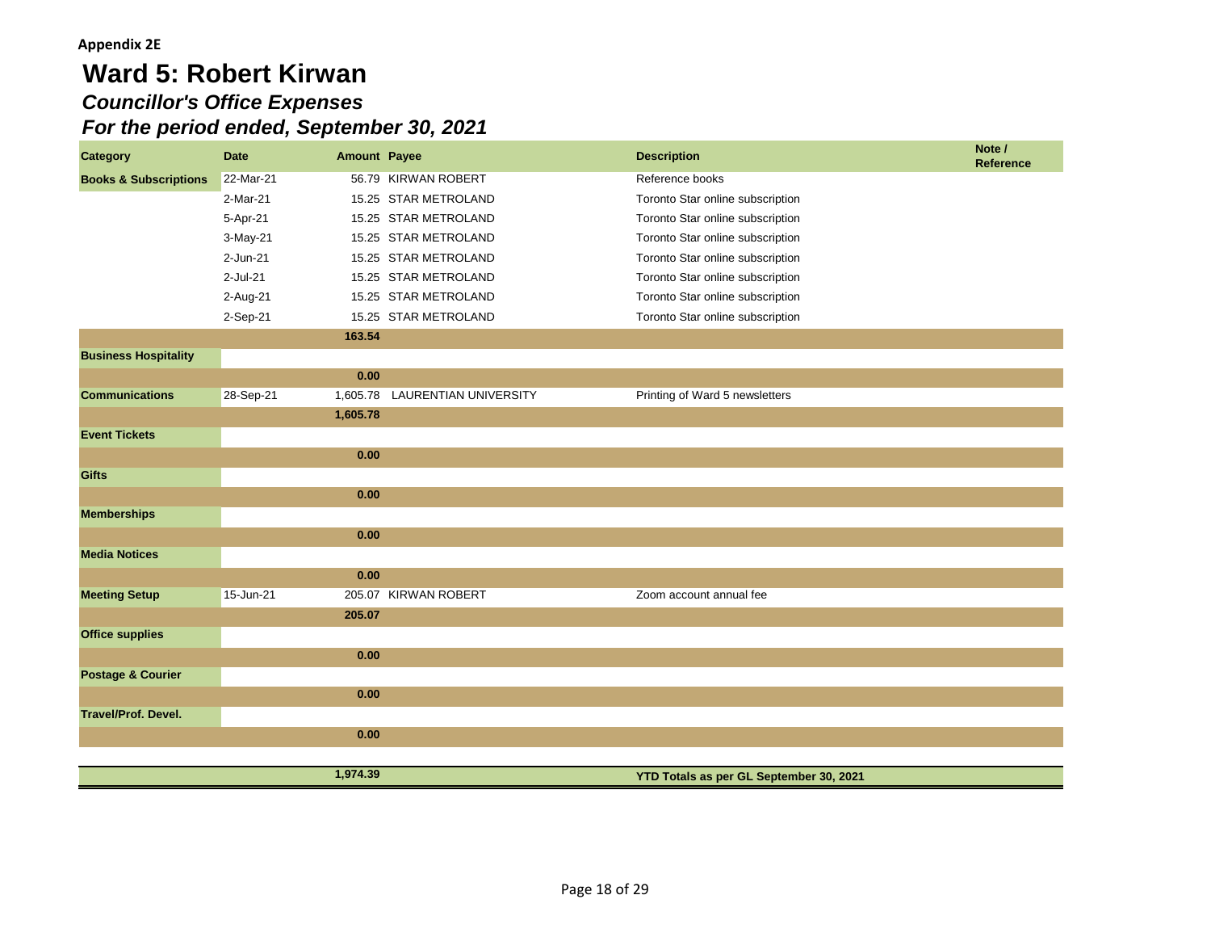**Appendix 2E**

# Ward 5: Robert Kirwan

## *Councillor's Office Expenses*

## *For the period ended, September 30, 2021*

| Category | Date | Amount | Payee | Description | Note / Reference |
|---|---|---|---|---|---|
| **Books & Subscriptions** | 22-Mar-21 | 56.79 | KIRWAN ROBERT | Reference books | |
| | 2-Mar-21 | 15.25 | STAR METROLAND | Toronto Star online subscription | |
| | 5-Apr-21 | 15.25 | STAR METROLAND | Toronto Star online subscription | |
| | 3-May-21 | 15.25 | STAR METROLAND | Toronto Star online subscription | |
| | 2-Jun-21 | 15.25 | STAR METROLAND | Toronto Star online subscription | |
| | 2-Jul-21 | 15.25 | STAR METROLAND | Toronto Star online subscription | |
| | 2-Aug-21 | 15.25 | STAR METROLAND | Toronto Star online subscription | |
| | 2-Sep-21 | 15.25 | STAR METROLAND | Toronto Star online subscription | |
| | | **163.54** | | | |
| **Business Hospitality** | | | | | |
| | | **0.00** | | | |
| **Communications** | 28-Sep-21 | 1,605.78 | LAURENTIAN UNIVERSITY | Printing of Ward 5 newsletters | |
| | | **1,605.78** | | | |
| **Event Tickets** | | | | | |
| | | **0.00** | | | |
| **Gifts** | | | | | |
| | | **0.00** | | | |
| **Memberships** | | | | | |
| | | **0.00** | | | |
| **Media Notices** | | | | | |
| | | **0.00** | | | |
| **Meeting Setup** | 15-Jun-21 | 205.07 | KIRWAN ROBERT | Zoom account annual fee | |
| | | **205.07** | | | |
| **Office supplies** | | | | | |
| | | **0.00** | | | |
| **Postage & Courier** | | | | | |
| | | **0.00** | | | |
| **Travel/Prof. Devel.** | | | | | |
| | | **0.00** | | | |
| | | **1,974.39** | | **YTD Totals as per GL September 30, 2021** | |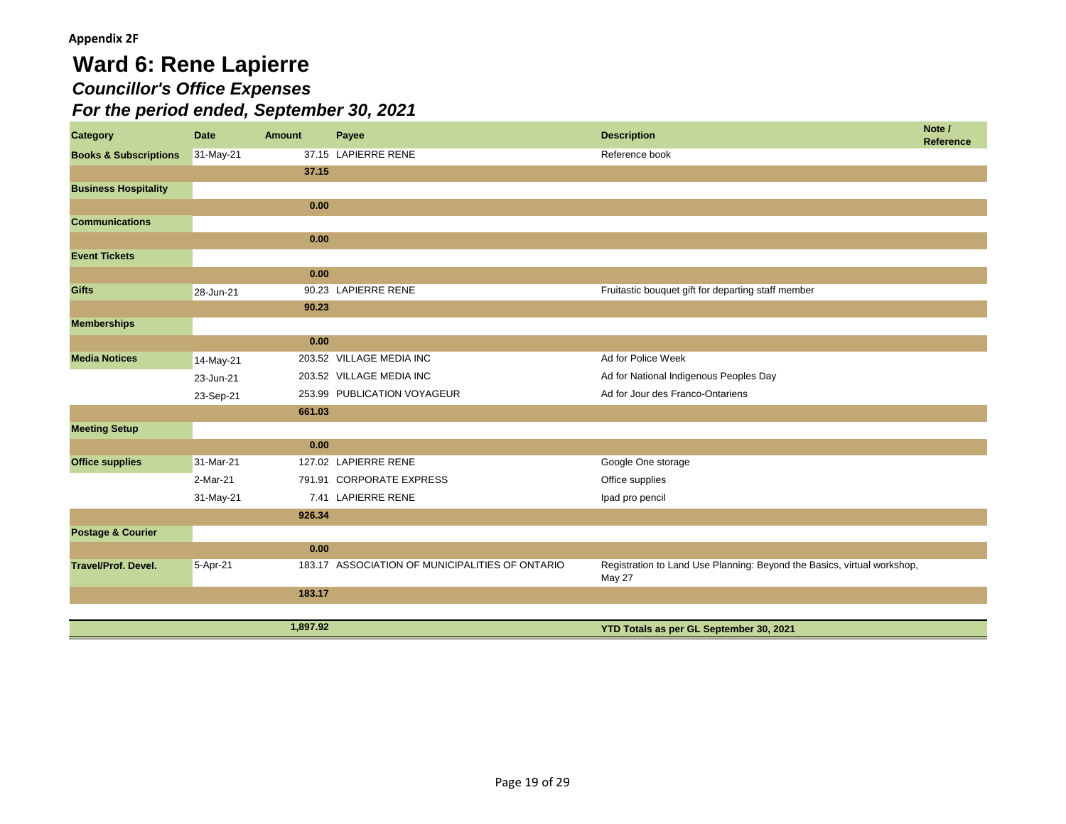**Appendix 2F**

# Ward 6: Rene Lapierre

## *Councillor's Office Expenses*

## *For the period ended, September 30, 2021*

| Category | Date | Amount | Payee | Description | Note / Reference |
|---|---|---|---|---|---|
| **Books & Subscriptions** | 31-May-21 | 37.15 | LAPIERRE RENE | Reference book | |
| | | **37.15** | | | |
| **Business Hospitality** | | | | | |
| | | **0.00** | | | |
| **Communications** | | | | | |
| | | **0.00** | | | |
| **Event Tickets** | | | | | |
| | | **0.00** | | | |
| **Gifts** | 28-Jun-21 | 90.23 | LAPIERRE RENE | Fruitastic bouquet gift for departing staff member | |
| | | **90.23** | | | |
| **Memberships** | | | | | |
| | | **0.00** | | | |
| **Media Notices** | 14-May-21 | 203.52 | VILLAGE MEDIA INC | Ad for Police Week | |
| | 23-Jun-21 | 203.52 | VILLAGE MEDIA INC | Ad for National Indigenous Peoples Day | |
| | 23-Sep-21 | 253.99 | PUBLICATION VOYAGEUR | Ad for Jour des Franco-Ontariens | |
| | | **661.03** | | | |
| **Meeting Setup** | | | | | |
| | | **0.00** | | | |
| **Office supplies** | 31-Mar-21 | 127.02 | LAPIERRE RENE | Google One storage | |
| | 2-Mar-21 | 791.91 | CORPORATE EXPRESS | Office supplies | |
| | 31-May-21 | 7.41 | LAPIERRE RENE | Ipad pro pencil | |
| | | **926.34** | | | |
| **Postage & Courier** | | | | | |
| | | **0.00** | | | |
| **Travel/Prof. Devel.** | 5-Apr-21 | 183.17 | ASSOCIATION OF MUNICIPALITIES OF ONTARIO | Registration to Land Use Planning: Beyond the Basics, virtual workshop, May 27 | |
| | | **183.17** | | | |
| | | **1,897.92** | | **YTD Totals as per GL September 30, 2021** | |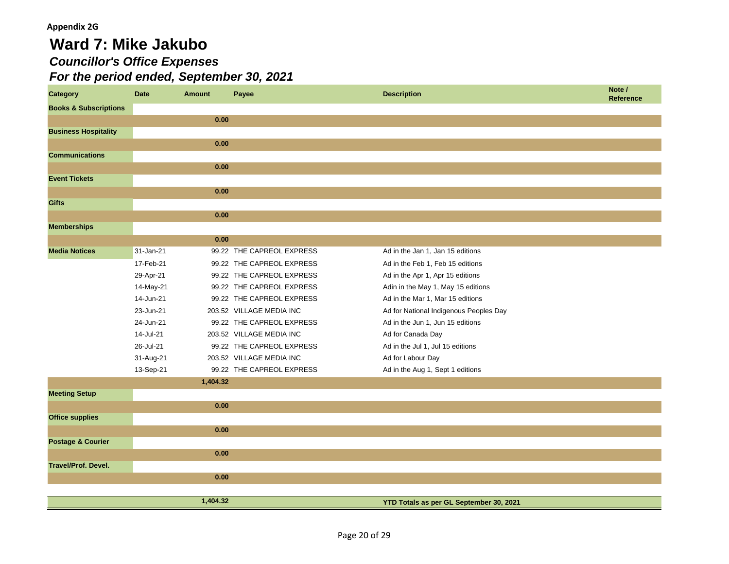Appendix 2G

# Ward 7: Mike Jakubo

## *Councillor's Office Expenses*

## *For the period ended, September 30, 2021*

| Category | Date | Amount | Payee | Description | Note / Reference |
|---|---|---|---|---|---|
| **Books & Subscriptions** | | | | | |
| | | **0.00** | | | |
| **Business Hospitality** | | | | | |
| | | **0.00** | | | |
| **Communications** | | | | | |
| | | **0.00** | | | |
| **Event Tickets** | | | | | |
| | | **0.00** | | | |
| **Gifts** | | | | | |
| | | **0.00** | | | |
| **Memberships** | | | | | |
| | | **0.00** | | | |
| **Media Notices** | 31-Jan-21 | 99.22 | THE CAPREOL EXPRESS | Ad in the Jan 1, Jan 15 editions | |
| | 17-Feb-21 | 99.22 | THE CAPREOL EXPRESS | Ad in the Feb 1, Feb 15 editions | |
| | 29-Apr-21 | 99.22 | THE CAPREOL EXPRESS | Ad in the Apr 1, Apr 15 editions | |
| | 14-May-21 | 99.22 | THE CAPREOL EXPRESS | Adin in the May 1, May 15 editions | |
| | 14-Jun-21 | 99.22 | THE CAPREOL EXPRESS | Ad in the Mar 1, Mar 15 editions | |
| | 23-Jun-21 | 203.52 | VILLAGE MEDIA INC | Ad for National Indigenous Peoples Day | |
| | 24-Jun-21 | 99.22 | THE CAPREOL EXPRESS | Ad in the Jun 1, Jun 15 editions | |
| | 14-Jul-21 | 203.52 | VILLAGE MEDIA INC | Ad for Canada Day | |
| | 26-Jul-21 | 99.22 | THE CAPREOL EXPRESS | Ad in the Jul 1, Jul 15 editions | |
| | 31-Aug-21 | 203.52 | VILLAGE MEDIA INC | Ad for Labour Day | |
| | 13-Sep-21 | 99.22 | THE CAPREOL EXPRESS | Ad in the Aug 1, Sept 1 editions | |
| | | **1,404.32** | | | |
| **Meeting Setup** | | | | | |
| | | **0.00** | | | |
| **Office supplies** | | | | | |
| | | **0.00** | | | |
| **Postage & Courier** | | | | | |
| | | **0.00** | | | |
| **Travel/Prof. Devel.** | | | | | |
| | | **0.00** | | | |
| | | **1,404.32** | | **YTD Totals as per GL September 30, 2021** | |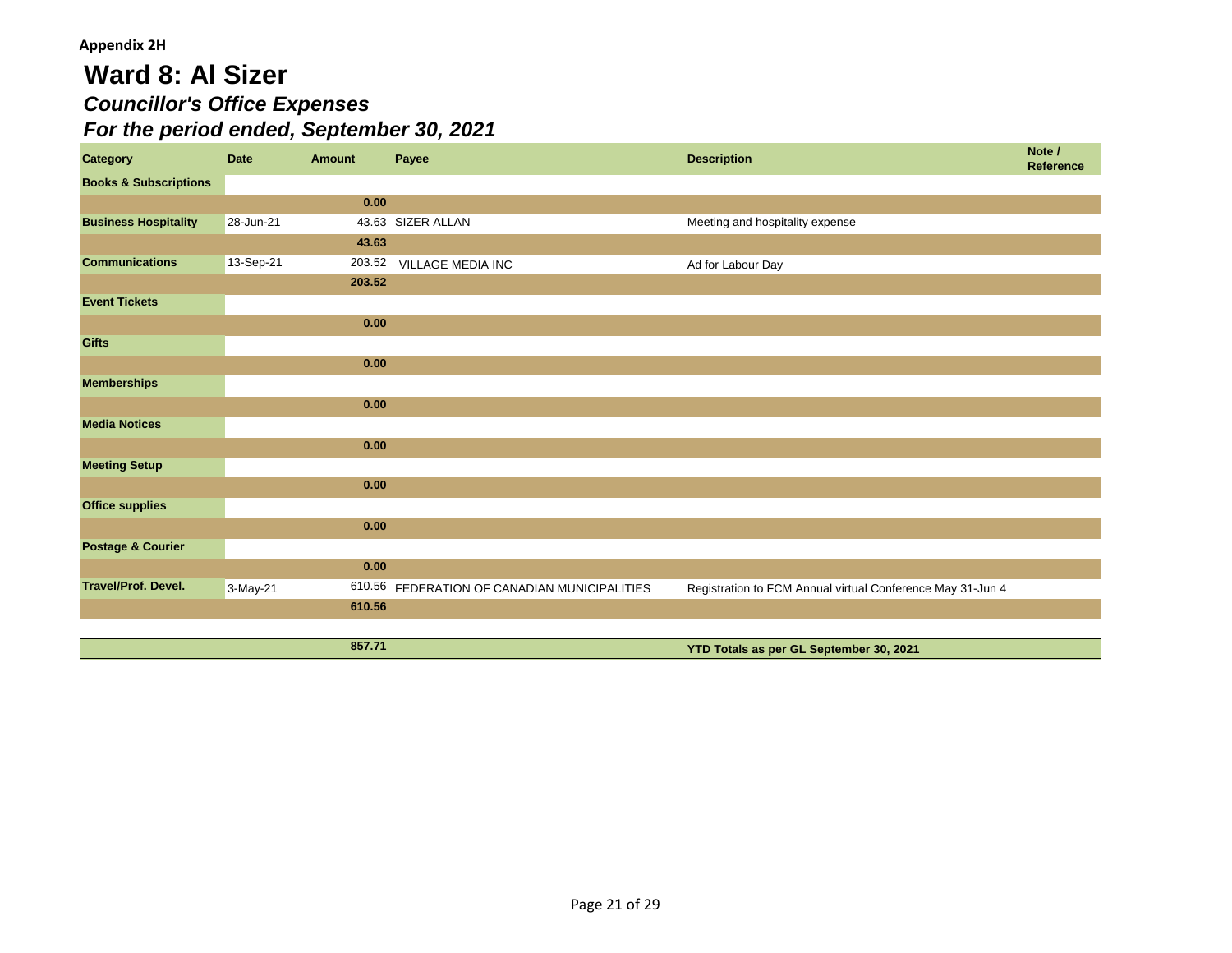**Appendix 2H**

# Ward 8: Al Sizer

## *Councillor's Office Expenses*

## *For the period ended, September 30, 2021*

| Category | Date | Amount | Payee | Description | Note / Reference |
|---|---|---|---|---|---|
| **Books & Subscriptions** | | | | | |
| | | **0.00** | | | |
| **Business Hospitality** | 28-Jun-21 | 43.63 | SIZER ALLAN | Meeting and hospitality expense | |
| | | **43.63** | | | |
| **Communications** | 13-Sep-21 | 203.52 | VILLAGE MEDIA INC | Ad for Labour Day | |
| | | **203.52** | | | |
| **Event Tickets** | | | | | |
| | | **0.00** | | | |
| **Gifts** | | | | | |
| | | **0.00** | | | |
| **Memberships** | | | | | |
| | | **0.00** | | | |
| **Media Notices** | | | | | |
| | | **0.00** | | | |
| **Meeting Setup** | | | | | |
| | | **0.00** | | | |
| **Office supplies** | | | | | |
| | | **0.00** | | | |
| **Postage & Courier** | | | | | |
| | | **0.00** | | | |
| **Travel/Prof. Devel.** | 3-May-21 | 610.56 | FEDERATION OF CANADIAN MUNICIPALITIES | Registration to FCM Annual virtual Conference May 31-Jun 4 | |
| | | **610.56** | | | |
| | | **857.71** | | **YTD Totals as per GL September 30, 2021** | |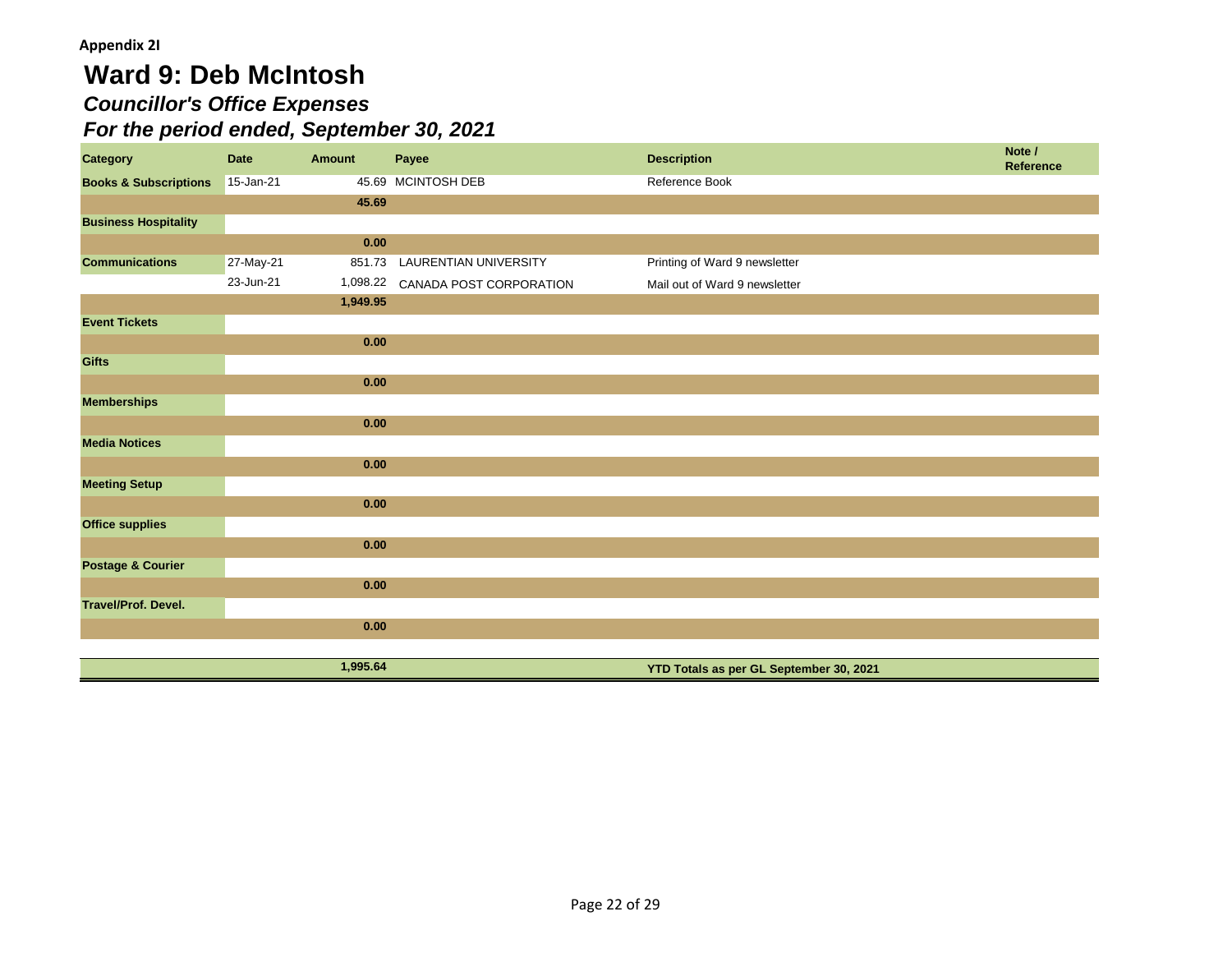**Appendix 2I**

# Ward 9: Deb McIntosh

## *Councillor's Office Expenses*

## *For the period ended, September 30, 2021*

| Category | Date | Amount | Payee | Description | Note / Reference |
|---|---|---|---|---|---|
| **Books & Subscriptions** | 15-Jan-21 | 45.69 | MCINTOSH DEB | Reference Book | |
| | | **45.69** | | | |
| **Business Hospitality** | | | | | |
| | | **0.00** | | | |
| **Communications** | 27-May-21 | 851.73 | LAURENTIAN UNIVERSITY | Printing of Ward 9 newsletter | |
| | 23-Jun-21 | 1,098.22 | CANADA POST CORPORATION | Mail out of Ward 9 newsletter | |
| | | **1,949.95** | | | |
| **Event Tickets** | | | | | |
| | | **0.00** | | | |
| **Gifts** | | | | | |
| | | **0.00** | | | |
| **Memberships** | | | | | |
| | | **0.00** | | | |
| **Media Notices** | | | | | |
| | | **0.00** | | | |
| **Meeting Setup** | | | | | |
| | | **0.00** | | | |
| **Office supplies** | | | | | |
| | | **0.00** | | | |
| **Postage & Courier** | | | | | |
| | | **0.00** | | | |
| **Travel/Prof. Devel.** | | | | | |
| | | **0.00** | | | |
| | | **1,995.64** | | **YTD Totals as per GL September 30, 2021** | |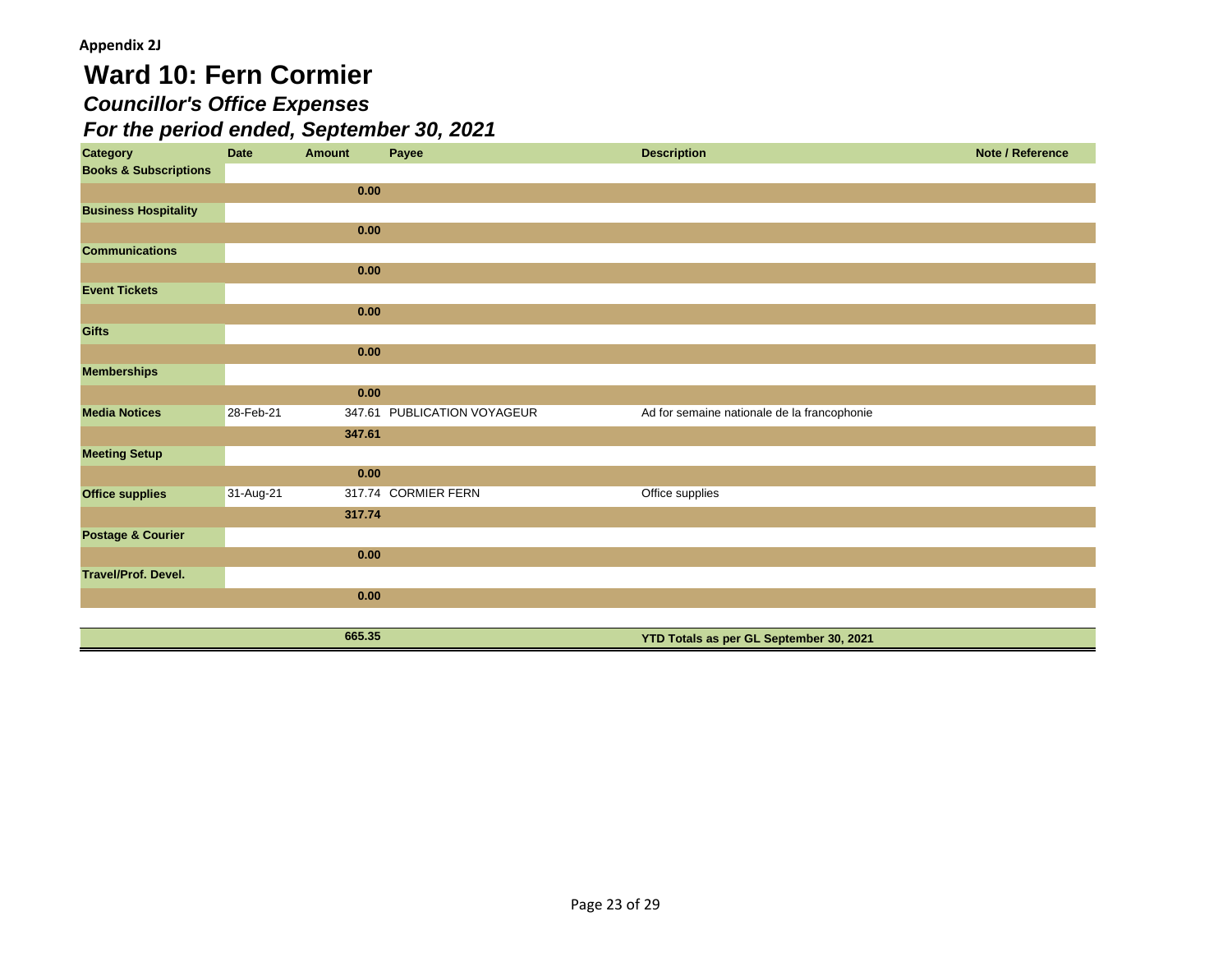**Appendix 2J**

# Ward 10: Fern Cormier

## *Councillor's Office Expenses*

## *For the period ended, September 30, 2021*

| Category | Date | Amount | Payee | Description | Note / Reference |
|---|---|---|---|---|---|
| **Books & Subscriptions** | | | | | |
| | | **0.00** | | | |
| **Business Hospitality** | | | | | |
| | | **0.00** | | | |
| **Communications** | | | | | |
| | | **0.00** | | | |
| **Event Tickets** | | | | | |
| | | **0.00** | | | |
| **Gifts** | | | | | |
| | | **0.00** | | | |
| **Memberships** | | | | | |
| | | **0.00** | | | |
| **Media Notices** | 28-Feb-21 | 347.61 | PUBLICATION VOYAGEUR | Ad for semaine nationale de la francophonie | |
| | | **347.61** | | | |
| **Meeting Setup** | | | | | |
| | | **0.00** | | | |
| **Office supplies** | 31-Aug-21 | 317.74 | CORMIER FERN | Office supplies | |
| | | **317.74** | | | |
| **Postage & Courier** | | | | | |
| | | **0.00** | | | |
| **Travel/Prof. Devel.** | | | | | |
| | | **0.00** | | | |
| | | **665.35** | | **YTD Totals as per GL September 30, 2021** | |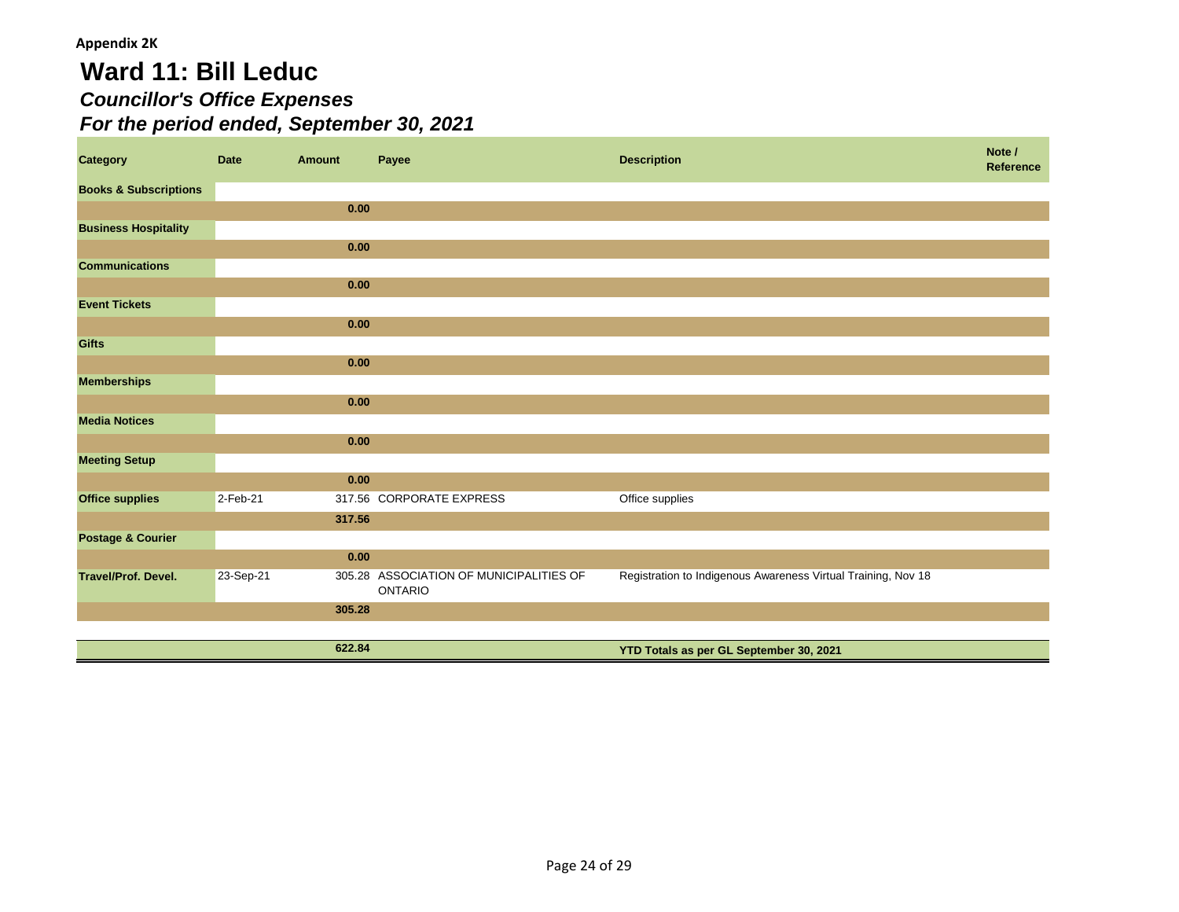Appendix 2K

# Ward 11: Bill Leduc

## *Councillor's Office Expenses*

## *For the period ended, September 30, 2021*

| Category | Date | Amount | Payee | Description | Note / Reference |
|---|---|---|---|---|---|
| **Books & Subscriptions** | | | | | |
| | | **0.00** | | | |
| **Business Hospitality** | | | | | |
| | | **0.00** | | | |
| **Communications** | | | | | |
| | | **0.00** | | | |
| **Event Tickets** | | | | | |
| | | **0.00** | | | |
| **Gifts** | | | | | |
| | | **0.00** | | | |
| **Memberships** | | | | | |
| | | **0.00** | | | |
| **Media Notices** | | | | | |
| | | **0.00** | | | |
| **Meeting Setup** | | | | | |
| | | **0.00** | | | |
| **Office supplies** | 2-Feb-21 | 317.56 | CORPORATE EXPRESS | Office supplies | |
| | | **317.56** | | | |
| **Postage & Courier** | | | | | |
| | | **0.00** | | | |
| **Travel/Prof. Devel.** | 23-Sep-21 | 305.28 | ASSOCIATION OF MUNICIPALITIES OF ONTARIO | Registration to Indigenous Awareness Virtual Training, Nov 18 | |
| | | **305.28** | | | |
| | | **622.84** | | **YTD Totals as per GL September 30, 2021** | |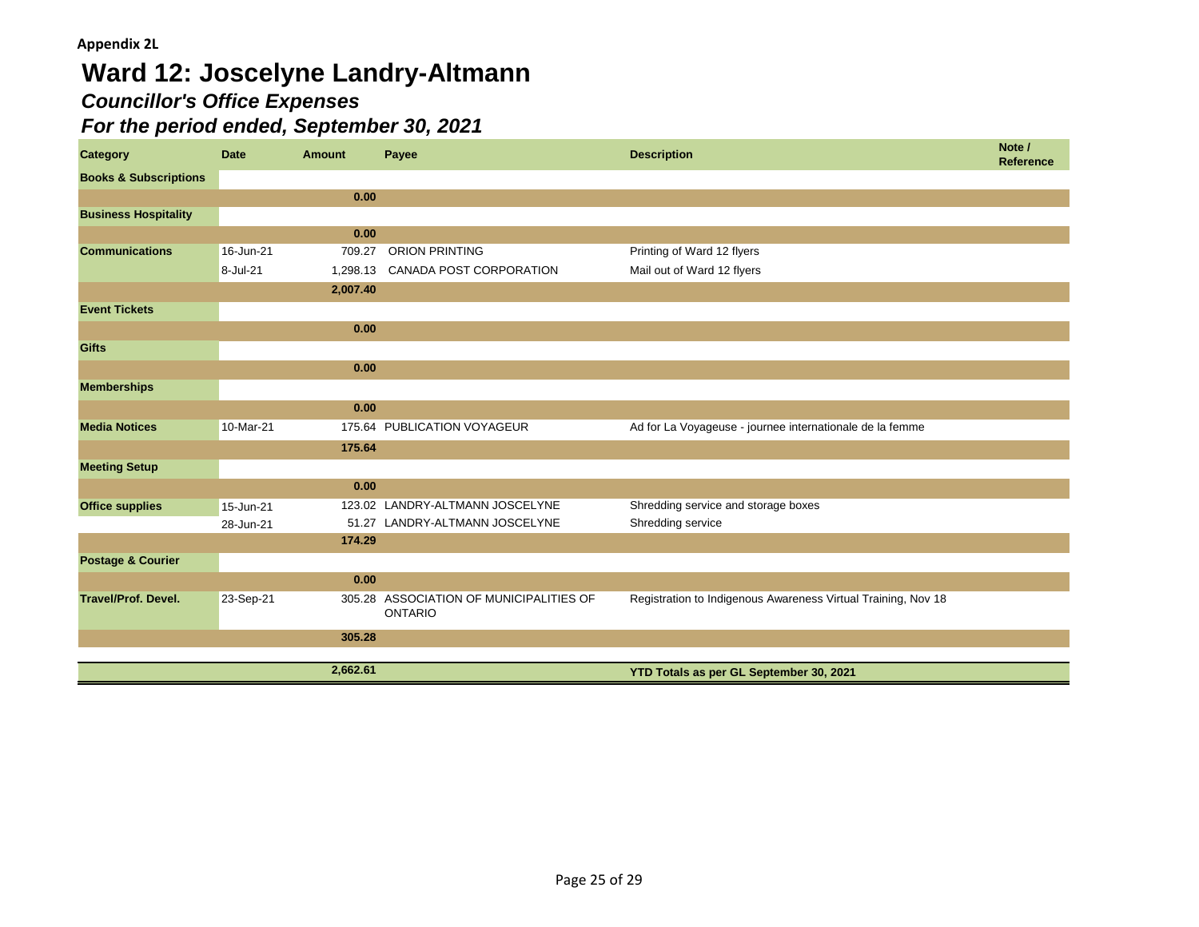**Appendix 2L**

# Ward 12: Joscelyne Landry-Altmann

## *Councillor's Office Expenses*

## *For the period ended, September 30, 2021*

| Category | Date | Amount | Payee | Description | Note / Reference |
|---|---|---|---|---|---|
| **Books & Subscriptions** | | | | | |
| | | **0.00** | | | |
| **Business Hospitality** | | | | | |
| | | **0.00** | | | |
| **Communications** | 16-Jun-21 | 709.27 | ORION PRINTING | Printing of Ward 12 flyers | |
| | 8-Jul-21 | 1,298.13 | CANADA POST CORPORATION | Mail out of Ward 12 flyers | |
| | | **2,007.40** | | | |
| **Event Tickets** | | | | | |
| | | **0.00** | | | |
| **Gifts** | | | | | |
| | | **0.00** | | | |
| **Memberships** | | | | | |
| | | **0.00** | | | |
| **Media Notices** | 10-Mar-21 | 175.64 | PUBLICATION VOYAGEUR | Ad for La Voyageuse - journee internationale de la femme | |
| | | **175.64** | | | |
| **Meeting Setup** | | | | | |
| | | **0.00** | | | |
| **Office supplies** | 15-Jun-21 | 123.02 | LANDRY-ALTMANN JOSCELYNE | Shredding service and storage boxes | |
| | 28-Jun-21 | 51.27 | LANDRY-ALTMANN JOSCELYNE | Shredding service | |
| | | **174.29** | | | |
| **Postage & Courier** | | | | | |
| | | **0.00** | | | |
| **Travel/Prof. Devel.** | 23-Sep-21 | 305.28 | ASSOCIATION OF MUNICIPALITIES OF ONTARIO | Registration to Indigenous Awareness Virtual Training, Nov 18 | |
| | | **305.28** | | | |
| | | **2,662.61** | | **YTD Totals as per GL September 30, 2021** | |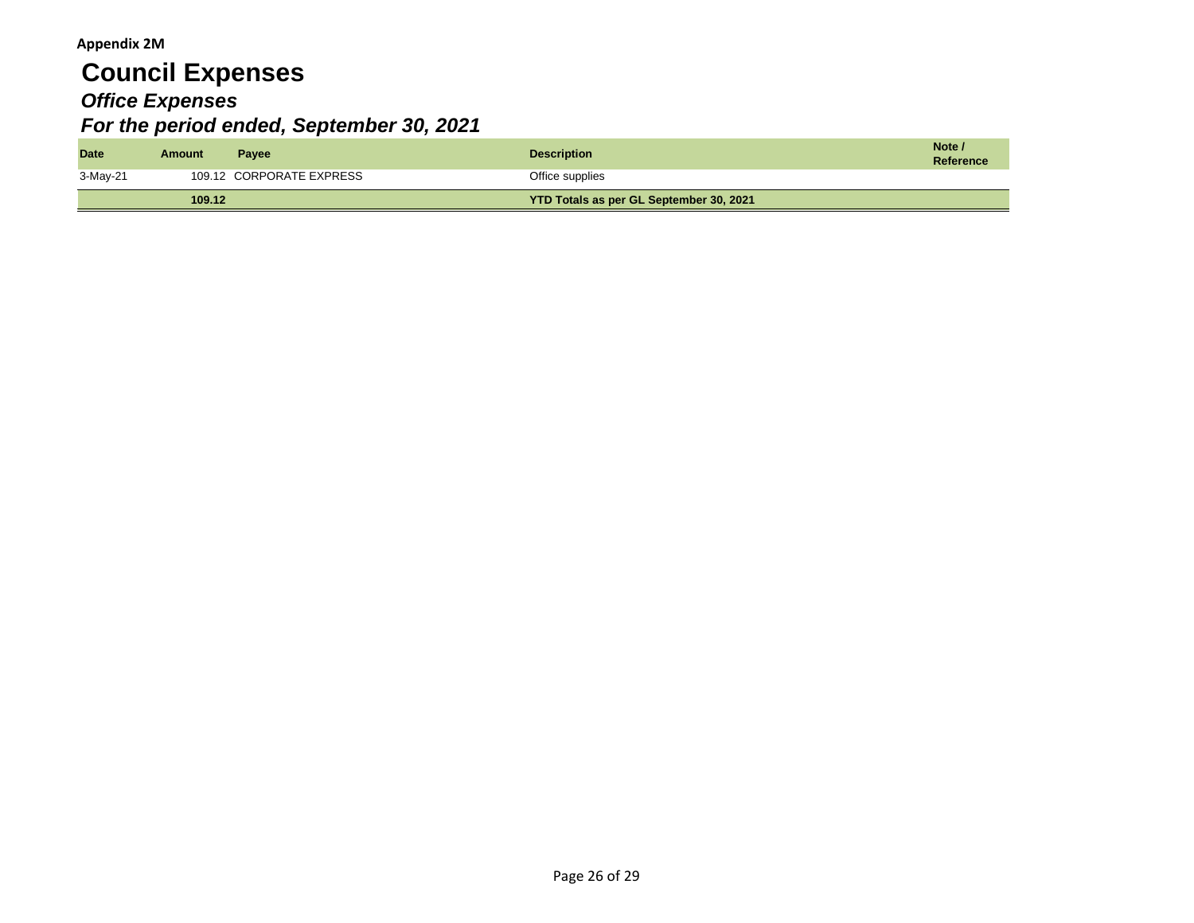**Appendix 2M**

# Council Expenses

## *Office Expenses*

## *For the period ended, September 30, 2021*

| Date | Amount | Payee | Description | Note / Reference |
|---|---|---|---|---|
| 3-May-21 | 109.12 | CORPORATE EXPRESS | Office supplies | |
| | **109.12** | | **YTD Totals as per GL September 30, 2021** | |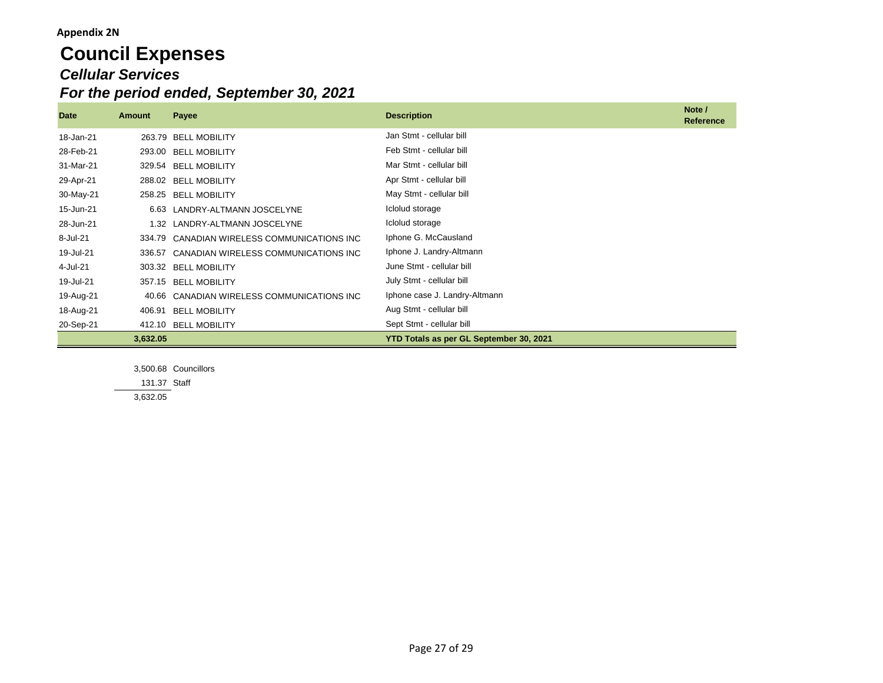**Appendix 2N**

# Council Expenses

## *Cellular Services*

## *For the period ended, September 30, 2021*

| Date | Amount | Payee | Description | Note / Reference |
|---|---|---|---|---|
| 18-Jan-21 | 263.79 | BELL MOBILITY | Jan Stmt - cellular bill | |
| 28-Feb-21 | 293.00 | BELL MOBILITY | Feb Stmt - cellular bill | |
| 31-Mar-21 | 329.54 | BELL MOBILITY | Mar Stmt - cellular bill | |
| 29-Apr-21 | 288.02 | BELL MOBILITY | Apr Stmt - cellular bill | |
| 30-May-21 | 258.25 | BELL MOBILITY | May Stmt - cellular bill | |
| 15-Jun-21 | 6.63 | LANDRY-ALTMANN JOSCELYNE | Iclolud storage | |
| 28-Jun-21 | 1.32 | LANDRY-ALTMANN JOSCELYNE | Iclolud storage | |
| 8-Jul-21 | 334.79 | CANADIAN WIRELESS COMMUNICATIONS INC | Iphone G. McCausland | |
| 19-Jul-21 | 336.57 | CANADIAN WIRELESS COMMUNICATIONS INC | Iphone J. Landry-Altmann | |
| 4-Jul-21 | 303.32 | BELL MOBILITY | June Stmt - cellular bill | |
| 19-Jul-21 | 357.15 | BELL MOBILITY | July Stmt - cellular bill | |
| 19-Aug-21 | 40.66 | CANADIAN WIRELESS COMMUNICATIONS INC | Iphone case J. Landry-Altmann | |
| 18-Aug-21 | 406.91 | BELL MOBILITY | Aug Stmt - cellular bill | |
| 20-Sep-21 | 412.10 | BELL MOBILITY | Sept Stmt - cellular bill | |
| | **3,632.05** | | **YTD Totals as per GL September 30, 2021** | |

| Amount | |
|---|---|
| 3,500.68 | Councillors |
| 131.37 | Staff |
| 3,632.05 | |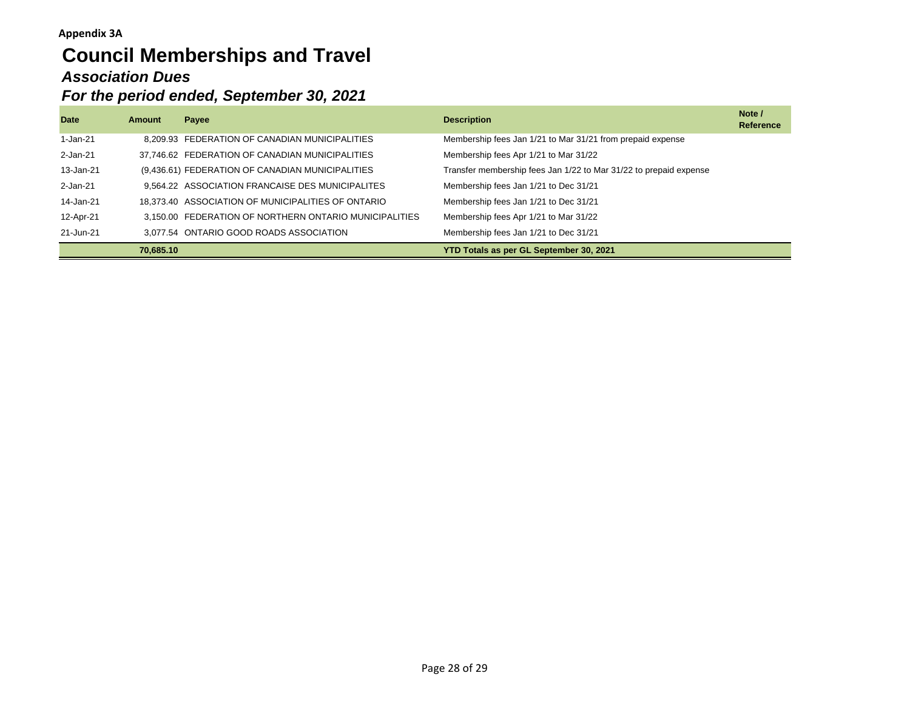**Appendix 3A**

# Council Memberships and Travel

## *Association Dues*

## *For the period ended, September 30, 2021*

| Date | Amount | Payee | Description | Note / Reference |
|---|---|---|---|---|
| 1-Jan-21 | 8,209.93 | FEDERATION OF CANADIAN MUNICIPALITIES | Membership fees Jan 1/21 to Mar 31/21 from prepaid expense | |
| 2-Jan-21 | 37,746.62 | FEDERATION OF CANADIAN MUNICIPALITIES | Membership fees Apr 1/21 to Mar 31/22 | |
| 13-Jan-21 | (9,436.61) | FEDERATION OF CANADIAN MUNICIPALITIES | Transfer membership fees Jan 1/22 to Mar 31/22 to prepaid expense | |
| 2-Jan-21 | 9,564.22 | ASSOCIATION FRANCAISE DES MUNICIPALITES | Membership fees Jan 1/21 to Dec 31/21 | |
| 14-Jan-21 | 18,373.40 | ASSOCIATION OF MUNICIPALITIES OF ONTARIO | Membership fees Jan 1/21 to Dec 31/21 | |
| 12-Apr-21 | 3,150.00 | FEDERATION OF NORTHERN ONTARIO MUNICIPALITIES | Membership fees Apr 1/21 to Mar 31/22 | |
| 21-Jun-21 | 3,077.54 | ONTARIO GOOD ROADS ASSOCIATION | Membership fees Jan 1/21 to Dec 31/21 | |
| | **70,685.10** | | **YTD Totals as per GL September 30, 2021** | |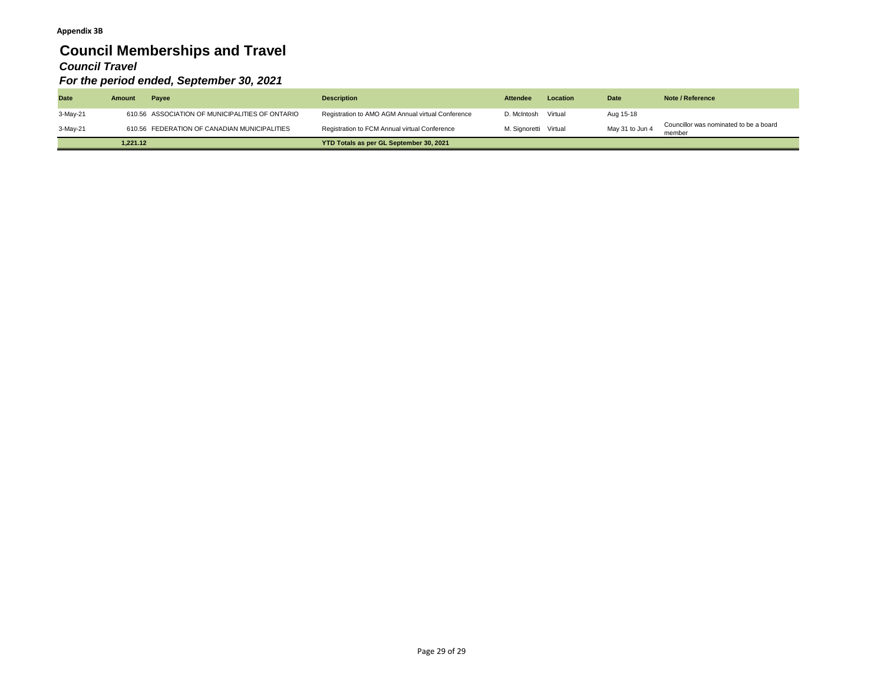**Appendix 3B**

# Council Memberships and Travel

## *Council Travel*

### *For the period ended, September 30, 2021*

| Date | Amount | Payee | Description | Attendee | Location | Date | Note / Reference |
|---|---|---|---|---|---|---|---|
| 3-May-21 | 610.56 | ASSOCIATION OF MUNICIPALITIES OF ONTARIO | Registration to AMO AGM Annual virtual Conference | D. McIntosh | Virtual | Aug 15-18 | |
| 3-May-21 | 610.56 | FEDERATION OF CANADIAN MUNICIPALITIES | Registration to FCM Annual virtual Conference | M. Signoretti | Virtual | May 31 to Jun 4 | Councillor was nominated to be a board member |
| | **1,221.12** | | **YTD Totals as per GL September 30, 2021** | | | | |